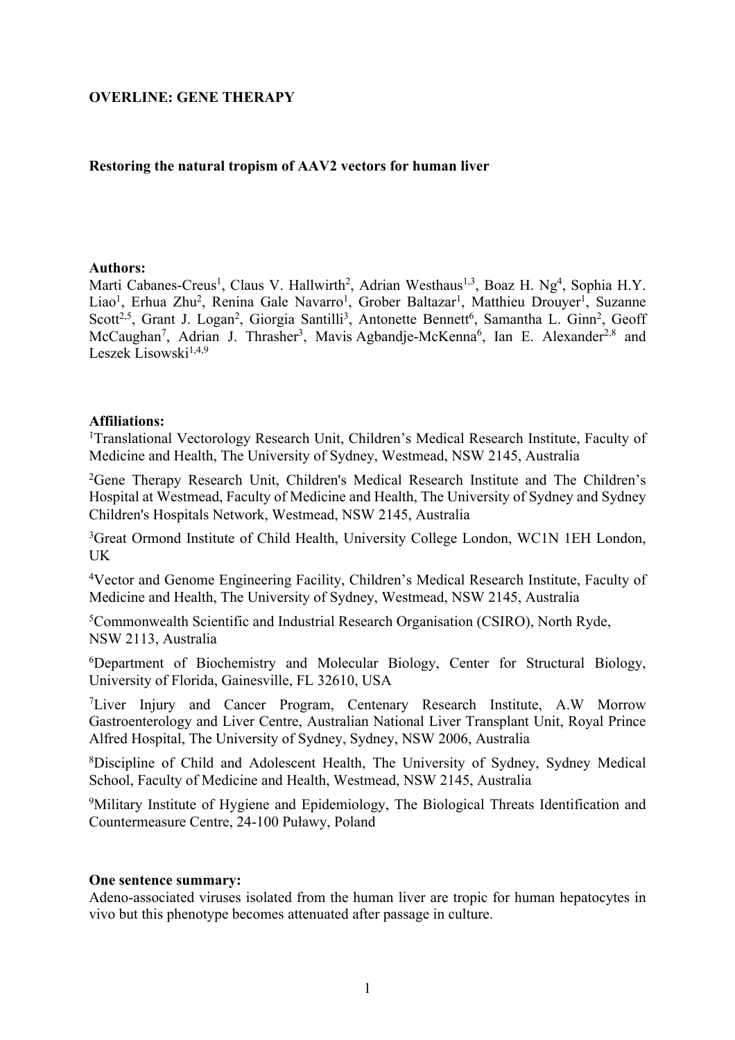**OVERLINE: GENE THERAPY**

**Restoring the natural tropism of AAV2 vectors for human liver**

**Authors:**

Marti Cabanes-Creus[1], Claus V. Hallwirth[2], Adrian Westhaus[1,3], Boaz H. Ng[4], Sophia H.Y. Liao[1], Erhua Zhu[2], Renina Gale Navarro[1], Grober Baltazar[1], Matthieu Drouyer[1], Suzanne Scott[2,5], Grant J. Logan[2], Giorgia Santilli[3], Antonette Bennett[6], Samantha L. Ginn[2], Geoff McCaughan[7], Adrian J. Thrasher[3], Mavis Agbandje-McKenna[6], Ian E. Alexander[2,8] and Leszek Lisowski[1,4,9]

**Affiliations:**

[1]Translational Vectorology Research Unit, Children's Medical Research Institute, Faculty of Medicine and Health, The University of Sydney, Westmead, NSW 2145, Australia

[2]Gene Therapy Research Unit, Children's Medical Research Institute and The Children's Hospital at Westmead, Faculty of Medicine and Health, The University of Sydney and Sydney Children's Hospitals Network, Westmead, NSW 2145, Australia

[3]Great Ormond Institute of Child Health, University College London, WC1N 1EH London, UK

[4]Vector and Genome Engineering Facility, Children's Medical Research Institute, Faculty of Medicine and Health, The University of Sydney, Westmead, NSW 2145, Australia

[5]Commonwealth Scientific and Industrial Research Organisation (CSIRO), North Ryde, NSW 2113, Australia

[6]Department of Biochemistry and Molecular Biology, Center for Structural Biology, University of Florida, Gainesville, FL 32610, USA

[7]Liver Injury and Cancer Program, Centenary Research Institute, A.W Morrow Gastroenterology and Liver Centre, Australian National Liver Transplant Unit, Royal Prince Alfred Hospital, The University of Sydney, Sydney, NSW 2006, Australia

[8]Discipline of Child and Adolescent Health, The University of Sydney, Sydney Medical School, Faculty of Medicine and Health, Westmead, NSW 2145, Australia

[9]Military Institute of Hygiene and Epidemiology, The Biological Threats Identification and Countermeasure Centre, 24-100 Puławy, Poland

**One sentence summary:**

Adeno-associated viruses isolated from the human liver are tropic for human hepatocytes in vivo but this phenotype becomes attenuated after passage in culture.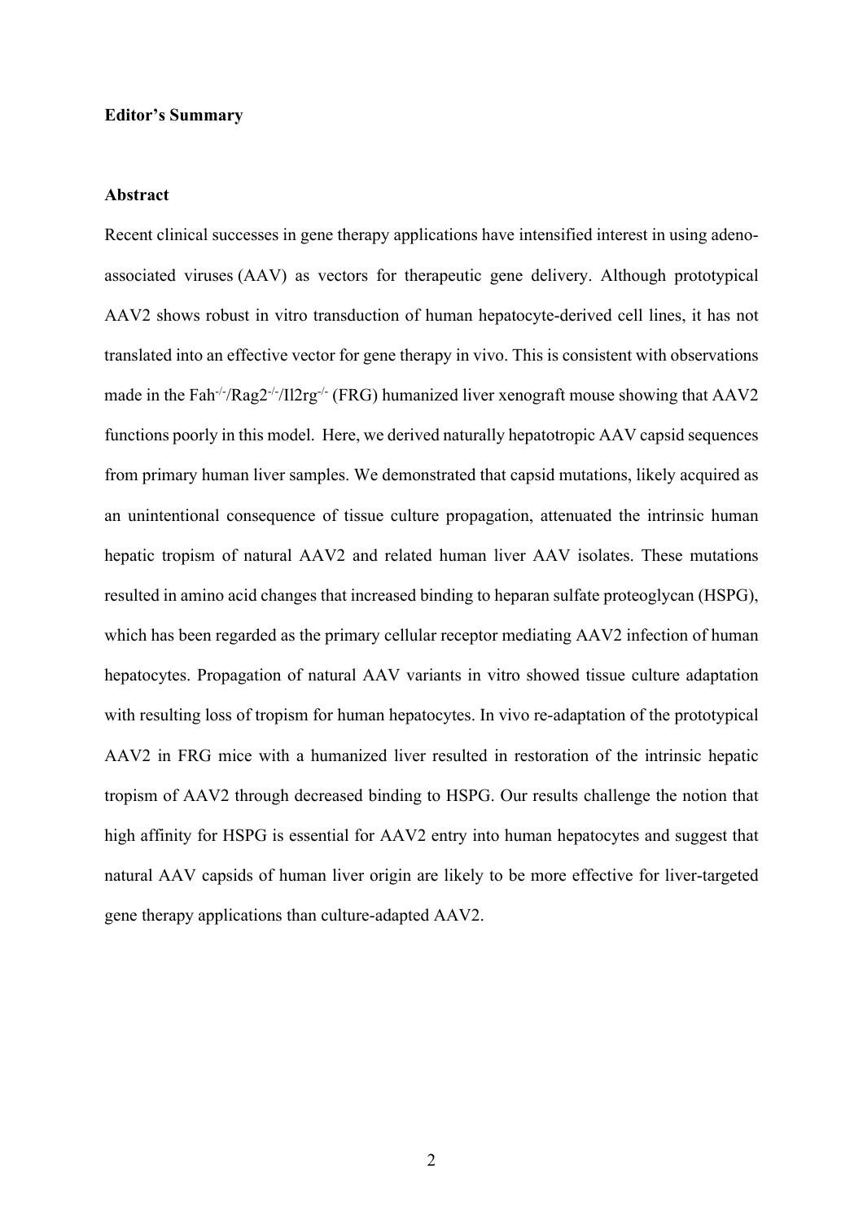**Editor's Summary**

**Abstract**

Recent clinical successes in gene therapy applications have intensified interest in using adeno-associated viruses (AAV) as vectors for therapeutic gene delivery. Although prototypical AAV2 shows robust in vitro transduction of human hepatocyte-derived cell lines, it has not translated into an effective vector for gene therapy in vivo. This is consistent with observations made in the Fah$^{-/-}$/Rag2$^{-/-}$/Il2rg$^{-/-}$ (FRG) humanized liver xenograft mouse showing that AAV2 functions poorly in this model. Here, we derived naturally hepatotropic AAV capsid sequences from primary human liver samples. We demonstrated that capsid mutations, likely acquired as an unintentional consequence of tissue culture propagation, attenuated the intrinsic human hepatic tropism of natural AAV2 and related human liver AAV isolates. These mutations resulted in amino acid changes that increased binding to heparan sulfate proteoglycan (HSPG), which has been regarded as the primary cellular receptor mediating AAV2 infection of human hepatocytes. Propagation of natural AAV variants in vitro showed tissue culture adaptation with resulting loss of tropism for human hepatocytes. In vivo re-adaptation of the prototypical AAV2 in FRG mice with a humanized liver resulted in restoration of the intrinsic hepatic tropism of AAV2 through decreased binding to HSPG. Our results challenge the notion that high affinity for HSPG is essential for AAV2 entry into human hepatocytes and suggest that natural AAV capsids of human liver origin are likely to be more effective for liver-targeted gene therapy applications than culture-adapted AAV2.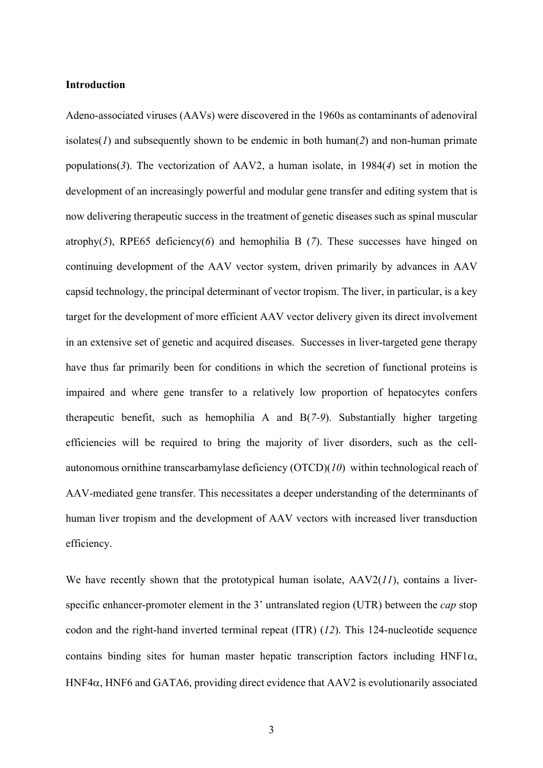**Introduction**

Adeno-associated viruses (AAVs) were discovered in the 1960s as contaminants of adenoviral isolates(*1*) and subsequently shown to be endemic in both human(*2*) and non-human primate populations(*3*). The vectorization of AAV2, a human isolate, in 1984(*4*) set in motion the development of an increasingly powerful and modular gene transfer and editing system that is now delivering therapeutic success in the treatment of genetic diseases such as spinal muscular atrophy(*5*), RPE65 deficiency(*6*) and hemophilia B (*7*). These successes have hinged on continuing development of the AAV vector system, driven primarily by advances in AAV capsid technology, the principal determinant of vector tropism. The liver, in particular, is a key target for the development of more efficient AAV vector delivery given its direct involvement in an extensive set of genetic and acquired diseases. Successes in liver-targeted gene therapy have thus far primarily been for conditions in which the secretion of functional proteins is impaired and where gene transfer to a relatively low proportion of hepatocytes confers therapeutic benefit, such as hemophilia A and B(*7-9*). Substantially higher targeting efficiencies will be required to bring the majority of liver disorders, such as the cell-autonomous ornithine transcarbamylase deficiency (OTCD)(*10*) within technological reach of AAV-mediated gene transfer. This necessitates a deeper understanding of the determinants of human liver tropism and the development of AAV vectors with increased liver transduction efficiency.

We have recently shown that the prototypical human isolate, AAV2(*11*), contains a liver-specific enhancer-promoter element in the 3' untranslated region (UTR) between the *cap* stop codon and the right-hand inverted terminal repeat (ITR) (*12*). This 124-nucleotide sequence contains binding sites for human master hepatic transcription factors including HNF1$\alpha$, HNF4$\alpha$, HNF6 and GATA6, providing direct evidence that AAV2 is evolutionarily associated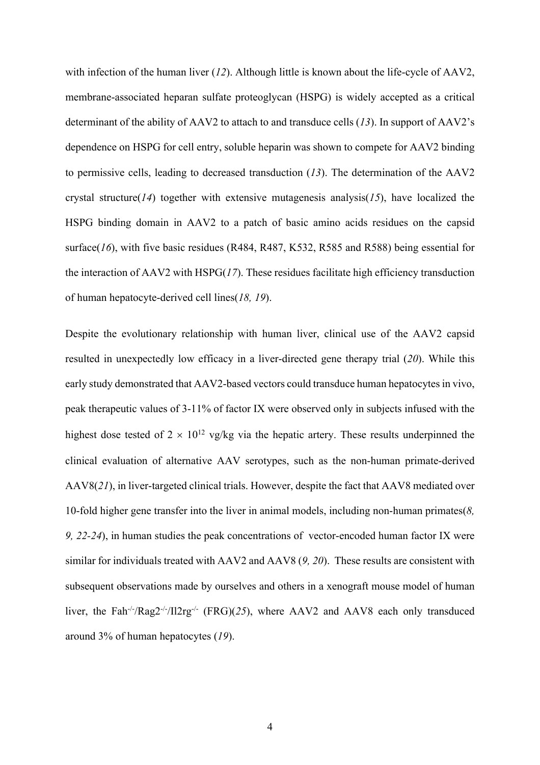with infection of the human liver (*12*). Although little is known about the life-cycle of AAV2, membrane-associated heparan sulfate proteoglycan (HSPG) is widely accepted as a critical determinant of the ability of AAV2 to attach to and transduce cells (*13*). In support of AAV2's dependence on HSPG for cell entry, soluble heparin was shown to compete for AAV2 binding to permissive cells, leading to decreased transduction (*13*). The determination of the AAV2 crystal structure(*14*) together with extensive mutagenesis analysis(*15*), have localized the HSPG binding domain in AAV2 to a patch of basic amino acids residues on the capsid surface(*16*), with five basic residues (R484, R487, K532, R585 and R588) being essential for the interaction of AAV2 with HSPG(*17*). These residues facilitate high efficiency transduction of human hepatocyte-derived cell lines(*18, 19*).

Despite the evolutionary relationship with human liver, clinical use of the AAV2 capsid resulted in unexpectedly low efficacy in a liver-directed gene therapy trial (*20*). While this early study demonstrated that AAV2-based vectors could transduce human hepatocytes in vivo, peak therapeutic values of 3-11% of factor IX were observed only in subjects infused with the highest dose tested of $2 \times 10^{12}$ vg/kg via the hepatic artery. These results underpinned the clinical evaluation of alternative AAV serotypes, such as the non-human primate-derived AAV8(*21*), in liver-targeted clinical trials. However, despite the fact that AAV8 mediated over 10-fold higher gene transfer into the liver in animal models, including non-human primates(*8, 9, 22-24*), in human studies the peak concentrations of vector-encoded human factor IX were similar for individuals treated with AAV2 and AAV8 (*9, 20*). These results are consistent with subsequent observations made by ourselves and others in a xenograft mouse model of human liver, the $Fah^{-/-}/Rag2^{-/-}/Il2rg^{-/-}$ (FRG)(*25*), where AAV2 and AAV8 each only transduced around 3% of human hepatocytes (*19*).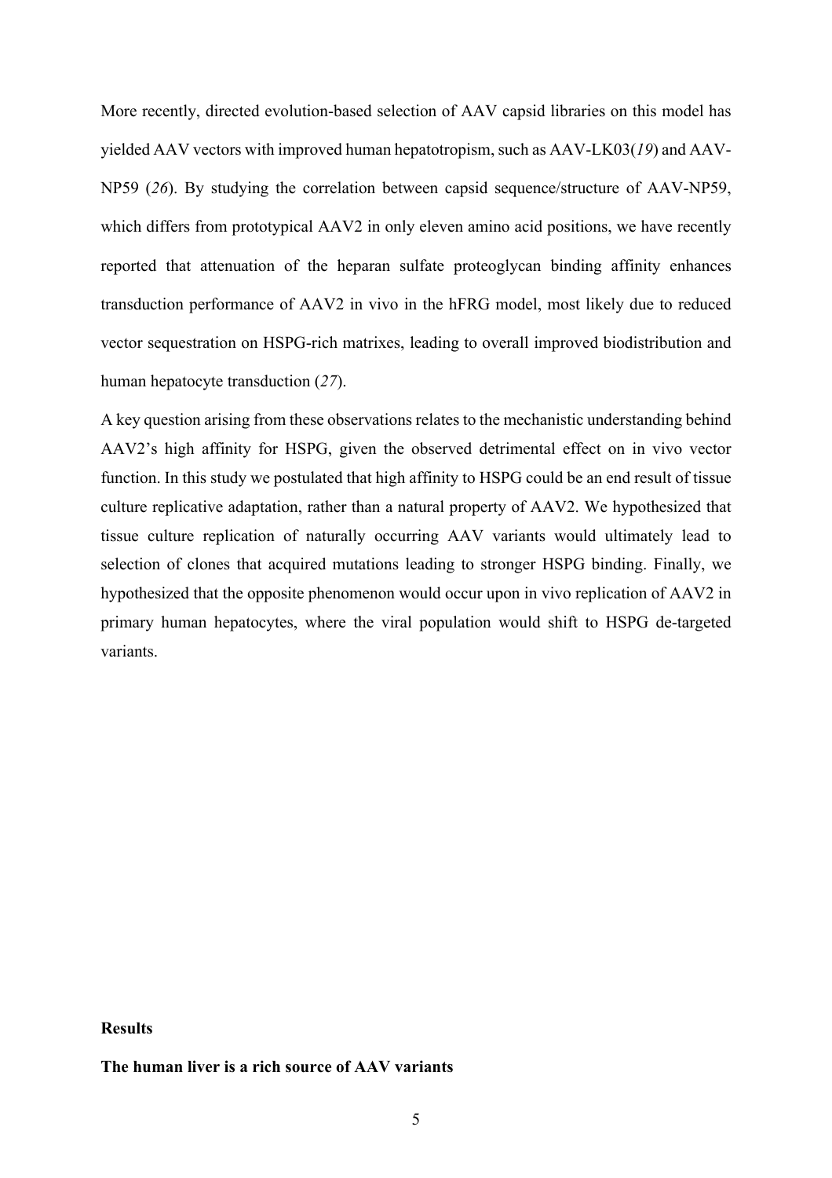More recently, directed evolution-based selection of AAV capsid libraries on this model has yielded AAV vectors with improved human hepatotropism, such as AAV-LK03(*19*) and AAV-NP59 (*26*). By studying the correlation between capsid sequence/structure of AAV-NP59, which differs from prototypical AAV2 in only eleven amino acid positions, we have recently reported that attenuation of the heparan sulfate proteoglycan binding affinity enhances transduction performance of AAV2 in vivo in the hFRG model, most likely due to reduced vector sequestration on HSPG-rich matrixes, leading to overall improved biodistribution and human hepatocyte transduction (*27*).

A key question arising from these observations relates to the mechanistic understanding behind AAV2's high affinity for HSPG, given the observed detrimental effect on in vivo vector function. In this study we postulated that high affinity to HSPG could be an end result of tissue culture replicative adaptation, rather than a natural property of AAV2. We hypothesized that tissue culture replication of naturally occurring AAV variants would ultimately lead to selection of clones that acquired mutations leading to stronger HSPG binding. Finally, we hypothesized that the opposite phenomenon would occur upon in vivo replication of AAV2 in primary human hepatocytes, where the viral population would shift to HSPG de-targeted variants.

## Results

### The human liver is a rich source of AAV variants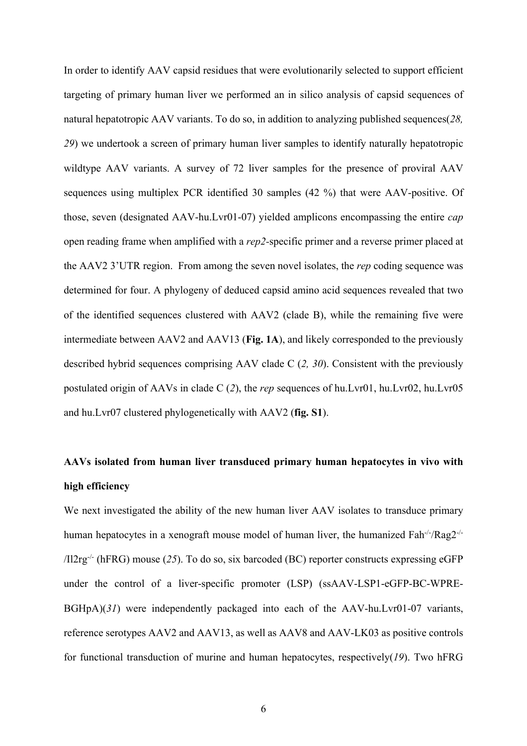In order to identify AAV capsid residues that were evolutionarily selected to support efficient targeting of primary human liver we performed an in silico analysis of capsid sequences of natural hepatotropic AAV variants. To do so, in addition to analyzing published sequences(*28, 29*) we undertook a screen of primary human liver samples to identify naturally hepatotropic wildtype AAV variants. A survey of 72 liver samples for the presence of proviral AAV sequences using multiplex PCR identified 30 samples (42 %) that were AAV-positive. Of those, seven (designated AAV-hu.Lvr01-07) yielded amplicons encompassing the entire *cap* open reading frame when amplified with a *rep2*-specific primer and a reverse primer placed at the AAV2 3'UTR region. From among the seven novel isolates, the *rep* coding sequence was determined for four. A phylogeny of deduced capsid amino acid sequences revealed that two of the identified sequences clustered with AAV2 (clade B), while the remaining five were intermediate between AAV2 and AAV13 (**Fig. 1A**), and likely corresponded to the previously described hybrid sequences comprising AAV clade C (*2, 30*). Consistent with the previously postulated origin of AAVs in clade C (*2*), the *rep* sequences of hu.Lvr01, hu.Lvr02, hu.Lvr05 and hu.Lvr07 clustered phylogenetically with AAV2 (**fig. S1**).

## AAVs isolated from human liver transduced primary human hepatocytes in vivo with high efficiency

We next investigated the ability of the new human liver AAV isolates to transduce primary human hepatocytes in a xenograft mouse model of human liver, the humanized Fah$^{-/-}$/Rag2$^{-/-}$/Il2rg$^{-/-}$ (hFRG) mouse (*25*). To do so, six barcoded (BC) reporter constructs expressing eGFP under the control of a liver-specific promoter (LSP) (ssAAV-LSP1-eGFP-BC-WPRE-BGHpA)(*31*) were independently packaged into each of the AAV-hu.Lvr01-07 variants, reference serotypes AAV2 and AAV13, as well as AAV8 and AAV-LK03 as positive controls for functional transduction of murine and human hepatocytes, respectively(*19*). Two hFRG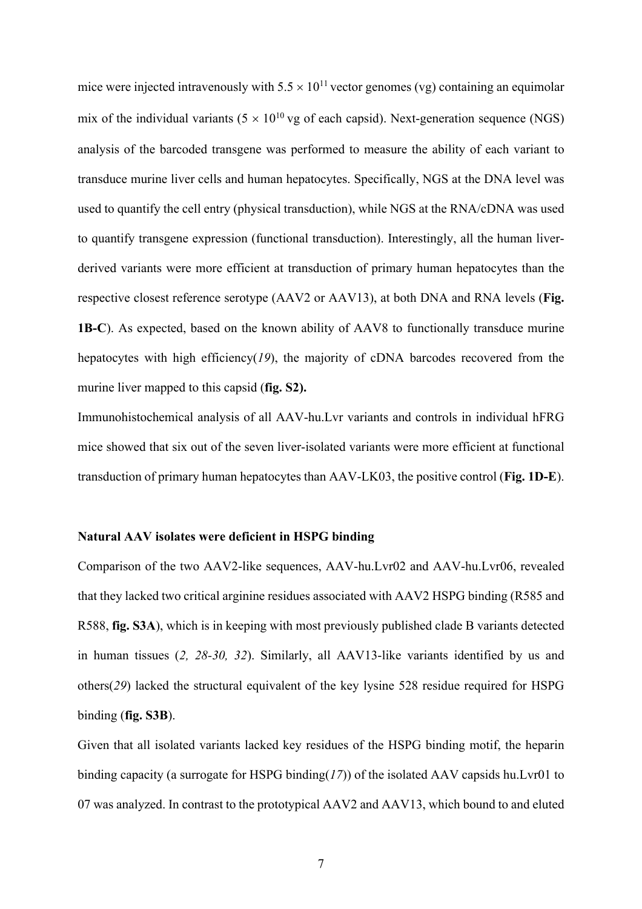mice were injected intravenously with $5.5 \times 10^{11}$ vector genomes (vg) containing an equimolar mix of the individual variants ($5 \times 10^{10}$ vg of each capsid). Next-generation sequence (NGS) analysis of the barcoded transgene was performed to measure the ability of each variant to transduce murine liver cells and human hepatocytes. Specifically, NGS at the DNA level was used to quantify the cell entry (physical transduction), while NGS at the RNA/cDNA was used to quantify transgene expression (functional transduction). Interestingly, all the human liver-derived variants were more efficient at transduction of primary human hepatocytes than the respective closest reference serotype (AAV2 or AAV13), at both DNA and RNA levels (**Fig. 1B-C**). As expected, based on the known ability of AAV8 to functionally transduce murine hepatocytes with high efficiency(*19*), the majority of cDNA barcodes recovered from the murine liver mapped to this capsid (**fig. S2).**

Immunohistochemical analysis of all AAV-hu.Lvr variants and controls in individual hFRG mice showed that six out of the seven liver-isolated variants were more efficient at functional transduction of primary human hepatocytes than AAV-LK03, the positive control (**Fig. 1D-E**).

### Natural AAV isolates were deficient in HSPG binding

Comparison of the two AAV2-like sequences, AAV-hu.Lvr02 and AAV-hu.Lvr06, revealed that they lacked two critical arginine residues associated with AAV2 HSPG binding (R585 and R588, **fig. S3A**), which is in keeping with most previously published clade B variants detected in human tissues (*2, 28-30, 32*). Similarly, all AAV13-like variants identified by us and others(*29*) lacked the structural equivalent of the key lysine 528 residue required for HSPG binding (**fig. S3B**).

Given that all isolated variants lacked key residues of the HSPG binding motif, the heparin binding capacity (a surrogate for HSPG binding(*17*)) of the isolated AAV capsids hu.Lvr01 to 07 was analyzed. In contrast to the prototypical AAV2 and AAV13, which bound to and eluted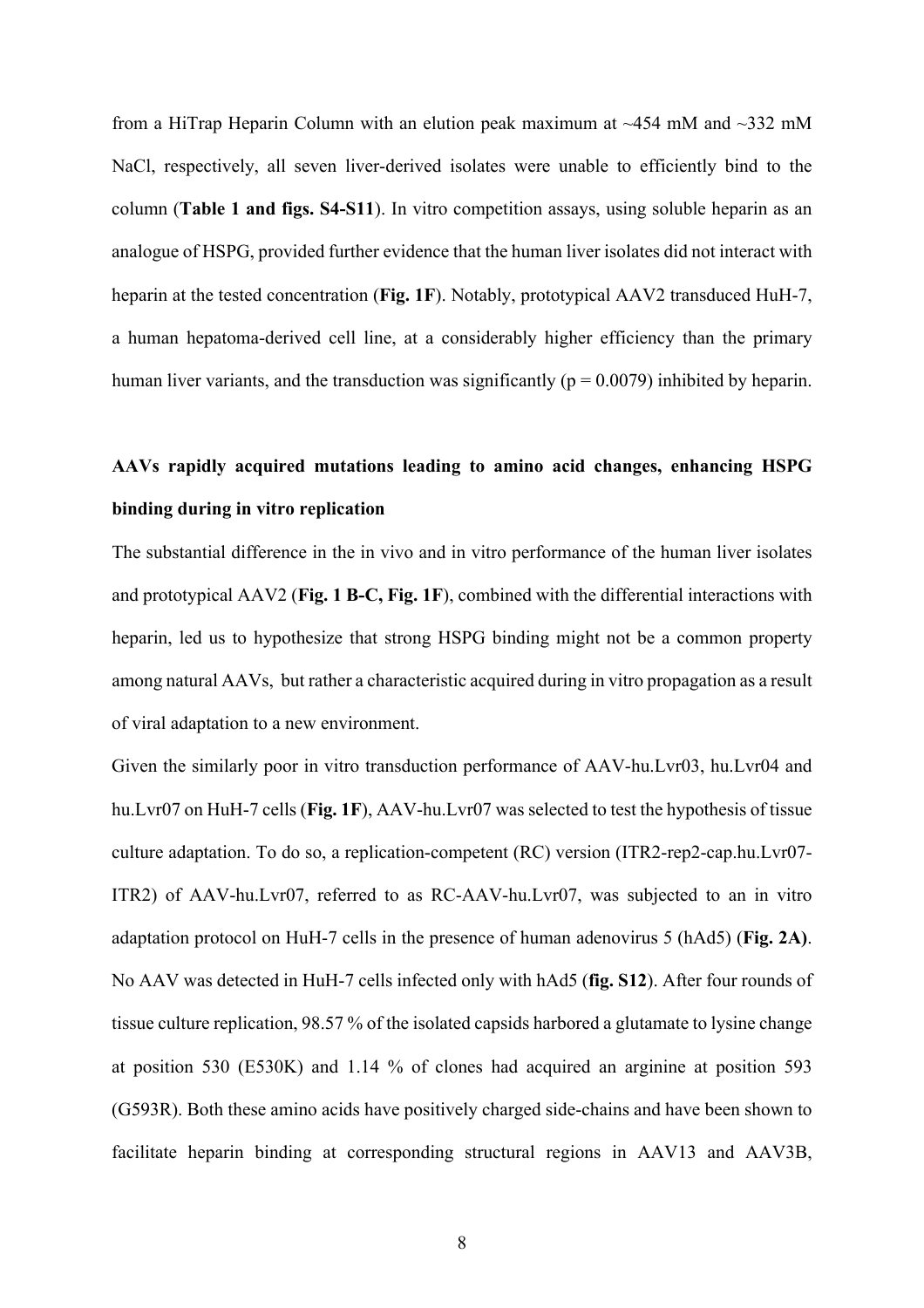from a HiTrap Heparin Column with an elution peak maximum at ~454 mM and ~332 mM NaCl, respectively, all seven liver-derived isolates were unable to efficiently bind to the column (**Table 1 and figs. S4-S11**). In vitro competition assays, using soluble heparin as an analogue of HSPG, provided further evidence that the human liver isolates did not interact with heparin at the tested concentration (**Fig. 1F**). Notably, prototypical AAV2 transduced HuH-7, a human hepatoma-derived cell line, at a considerably higher efficiency than the primary human liver variants, and the transduction was significantly ($p = 0.0079$) inhibited by heparin.

## AAVs rapidly acquired mutations leading to amino acid changes, enhancing HSPG binding during in vitro replication

The substantial difference in the in vivo and in vitro performance of the human liver isolates and prototypical AAV2 (**Fig. 1 B-C, Fig. 1F**), combined with the differential interactions with heparin, led us to hypothesize that strong HSPG binding might not be a common property among natural AAVs, but rather a characteristic acquired during in vitro propagation as a result of viral adaptation to a new environment.

Given the similarly poor in vitro transduction performance of AAV-hu.Lvr03, hu.Lvr04 and hu.Lvr07 on HuH-7 cells (**Fig. 1F**), AAV-hu.Lvr07 was selected to test the hypothesis of tissue culture adaptation. To do so, a replication-competent (RC) version (ITR2-rep2-cap.hu.Lvr07-ITR2) of AAV-hu.Lvr07, referred to as RC-AAV-hu.Lvr07, was subjected to an in vitro adaptation protocol on HuH-7 cells in the presence of human adenovirus 5 (hAd5) (**Fig. 2A)**. No AAV was detected in HuH-7 cells infected only with hAd5 (**fig. S12**). After four rounds of tissue culture replication, 98.57 % of the isolated capsids harbored a glutamate to lysine change at position 530 (E530K) and 1.14 % of clones had acquired an arginine at position 593 (G593R). Both these amino acids have positively charged side-chains and have been shown to facilitate heparin binding at corresponding structural regions in AAV13 and AAV3B,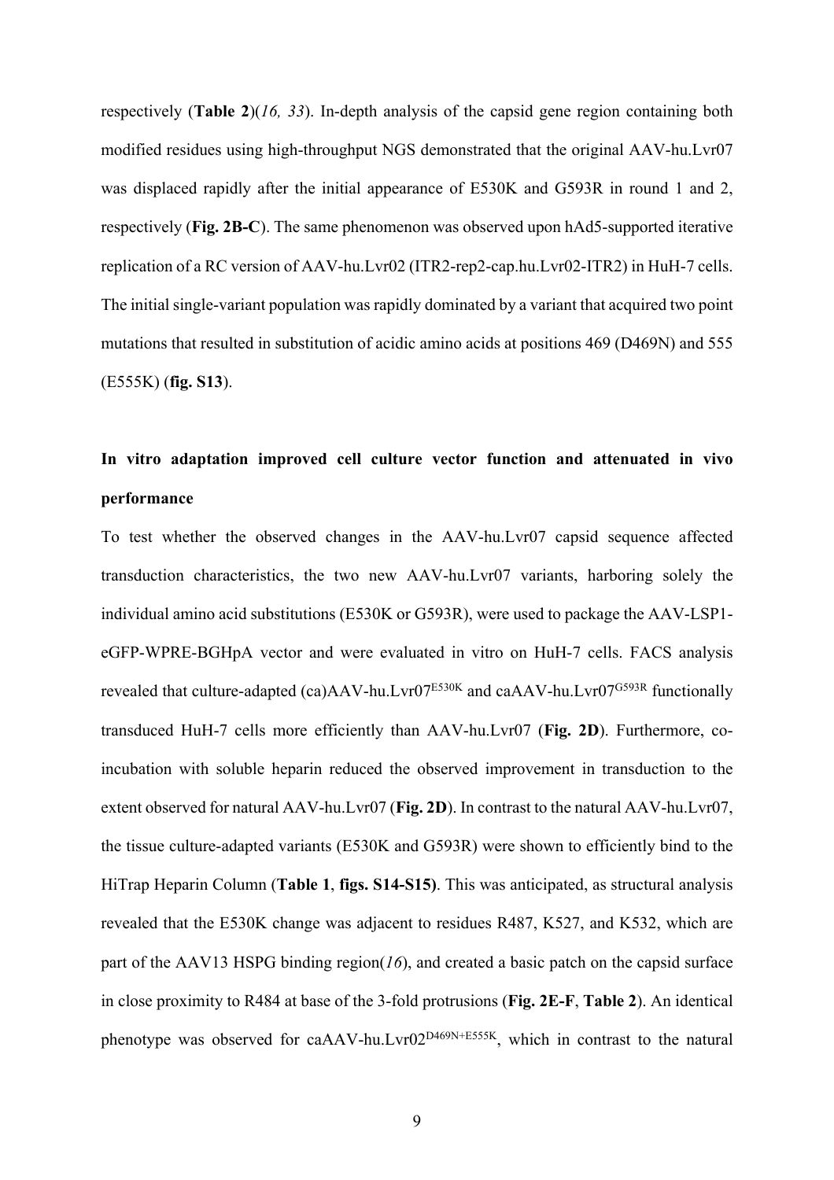respectively (**Table 2**)(*16, 33*). In-depth analysis of the capsid gene region containing both modified residues using high-throughput NGS demonstrated that the original AAV-hu.Lvr07 was displaced rapidly after the initial appearance of E530K and G593R in round 1 and 2, respectively (**Fig. 2B-C**). The same phenomenon was observed upon hAd5-supported iterative replication of a RC version of AAV-hu.Lvr02 (ITR2-rep2-cap.hu.Lvr02-ITR2) in HuH-7 cells. The initial single-variant population was rapidly dominated by a variant that acquired two point mutations that resulted in substitution of acidic amino acids at positions 469 (D469N) and 555 (E555K) (**fig. S13**).

## In vitro adaptation improved cell culture vector function and attenuated in vivo performance

To test whether the observed changes in the AAV-hu.Lvr07 capsid sequence affected transduction characteristics, the two new AAV-hu.Lvr07 variants, harboring solely the individual amino acid substitutions (E530K or G593R), were used to package the AAV-LSP1-eGFP-WPRE-BGHpA vector and were evaluated in vitro on HuH-7 cells. FACS analysis revealed that culture-adapted (ca)AAV-hu.Lvr07$^{E530K}$ and caAAV-hu.Lvr07$^{G593R}$ functionally transduced HuH-7 cells more efficiently than AAV-hu.Lvr07 (**Fig. 2D**). Furthermore, co-incubation with soluble heparin reduced the observed improvement in transduction to the extent observed for natural AAV-hu.Lvr07 (**Fig. 2D**). In contrast to the natural AAV-hu.Lvr07, the tissue culture-adapted variants (E530K and G593R) were shown to efficiently bind to the HiTrap Heparin Column (**Table 1**, **figs. S14-S15)**. This was anticipated, as structural analysis revealed that the E530K change was adjacent to residues R487, K527, and K532, which are part of the AAV13 HSPG binding region(*16*), and created a basic patch on the capsid surface in close proximity to R484 at base of the 3-fold protrusions (**Fig. 2E-F**, **Table 2**). An identical phenotype was observed for caAAV-hu.Lvr02$^{D469N+E555K}$, which in contrast to the natural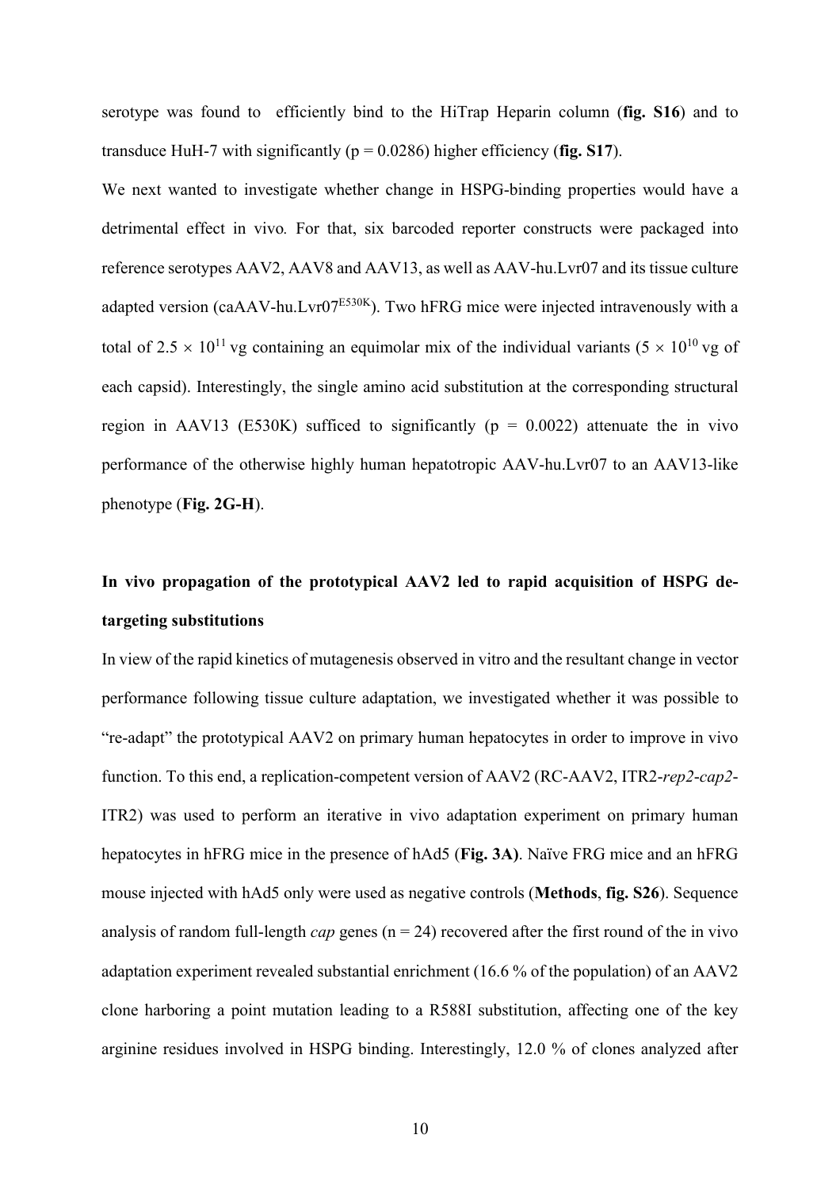serotype was found to efficiently bind to the HiTrap Heparin column (**fig. S16**) and to transduce HuH-7 with significantly ($p = 0.0286$) higher efficiency (**fig. S17**).

We next wanted to investigate whether change in HSPG-binding properties would have a detrimental effect in vivo*.* For that, six barcoded reporter constructs were packaged into reference serotypes AAV2, AAV8 and AAV13, as well as AAV-hu.Lvr07 and its tissue culture adapted version (caAAV-hu.Lvr07$^{E530K}$). Two hFRG mice were injected intravenously with a total of $2.5 \times 10^{11}$ vg containing an equimolar mix of the individual variants ($5 \times 10^{10}$ vg of each capsid). Interestingly, the single amino acid substitution at the corresponding structural region in AAV13 (E530K) sufficed to significantly ($p = 0.0022$) attenuate the in vivo performance of the otherwise highly human hepatotropic AAV-hu.Lvr07 to an AAV13-like phenotype (**Fig. 2G-H**).

### In vivo propagation of the prototypical AAV2 led to rapid acquisition of HSPG de-targeting substitutions

In view of the rapid kinetics of mutagenesis observed in vitro and the resultant change in vector performance following tissue culture adaptation, we investigated whether it was possible to "re-adapt" the prototypical AAV2 on primary human hepatocytes in order to improve in vivo function. To this end, a replication-competent version of AAV2 (RC-AAV2, ITR2-*rep2*-*cap2*-ITR2) was used to perform an iterative in vivo adaptation experiment on primary human hepatocytes in hFRG mice in the presence of hAd5 (**Fig. 3A)**. Naïve FRG mice and an hFRG mouse injected with hAd5 only were used as negative controls (**Methods**, **fig. S26**). Sequence analysis of random full-length *cap* genes ($n = 24$) recovered after the first round of the in vivo adaptation experiment revealed substantial enrichment (16.6 % of the population) of an AAV2 clone harboring a point mutation leading to a R588I substitution, affecting one of the key arginine residues involved in HSPG binding. Interestingly, 12.0 % of clones analyzed after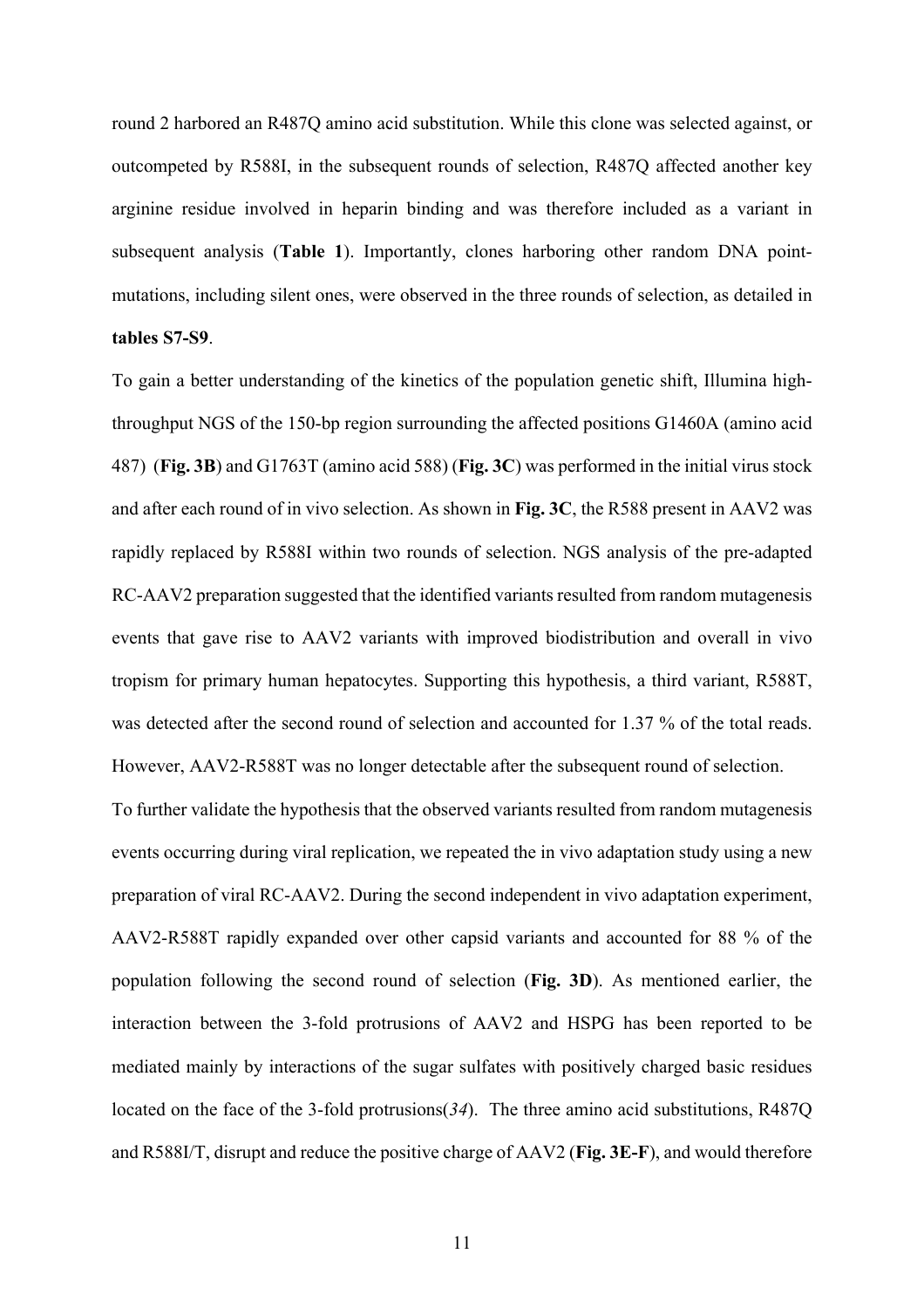round 2 harbored an R487Q amino acid substitution. While this clone was selected against, or outcompeted by R588I, in the subsequent rounds of selection, R487Q affected another key arginine residue involved in heparin binding and was therefore included as a variant in subsequent analysis (**Table 1**). Importantly, clones harboring other random DNA point-mutations, including silent ones, were observed in the three rounds of selection, as detailed in **tables S7-S9**.

To gain a better understanding of the kinetics of the population genetic shift, Illumina high-throughput NGS of the 150-bp region surrounding the affected positions G1460A (amino acid 487) (**Fig. 3B**) and G1763T (amino acid 588) (**Fig. 3C**) was performed in the initial virus stock and after each round of in vivo selection. As shown in **Fig. 3C**, the R588 present in AAV2 was rapidly replaced by R588I within two rounds of selection. NGS analysis of the pre-adapted RC-AAV2 preparation suggested that the identified variants resulted from random mutagenesis events that gave rise to AAV2 variants with improved biodistribution and overall in vivo tropism for primary human hepatocytes. Supporting this hypothesis, a third variant, R588T, was detected after the second round of selection and accounted for 1.37 % of the total reads. However, AAV2-R588T was no longer detectable after the subsequent round of selection.

To further validate the hypothesis that the observed variants resulted from random mutagenesis events occurring during viral replication, we repeated the in vivo adaptation study using a new preparation of viral RC-AAV2. During the second independent in vivo adaptation experiment, AAV2-R588T rapidly expanded over other capsid variants and accounted for 88 % of the population following the second round of selection (**Fig. 3D**). As mentioned earlier, the interaction between the 3-fold protrusions of AAV2 and HSPG has been reported to be mediated mainly by interactions of the sugar sulfates with positively charged basic residues located on the face of the 3-fold protrusions(*34*). The three amino acid substitutions, R487Q and R588I/T, disrupt and reduce the positive charge of AAV2 (**Fig. 3E-F**), and would therefore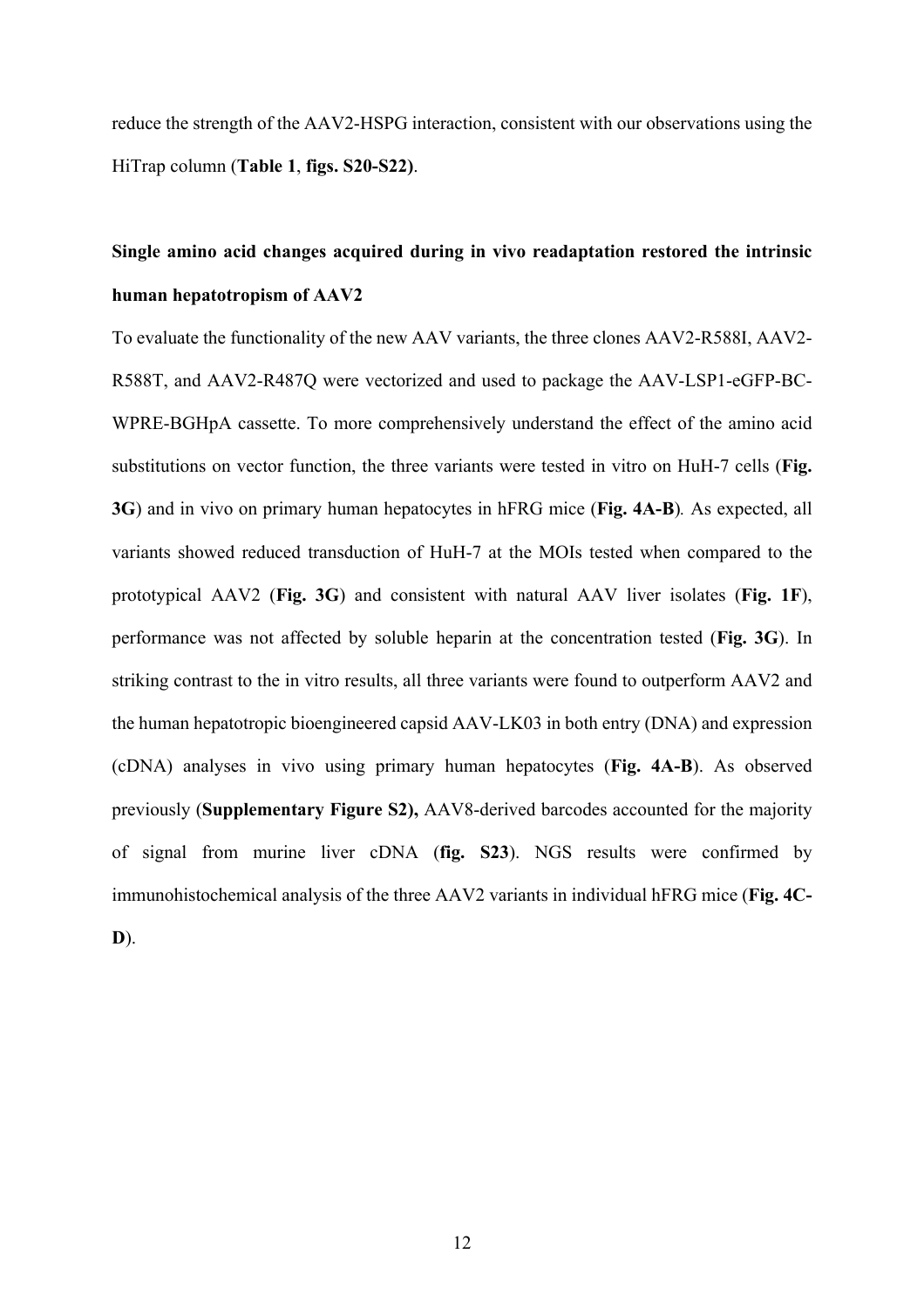reduce the strength of the AAV2-HSPG interaction, consistent with our observations using the HiTrap column (**Table 1**, **figs. S20-S22)**.

## Single amino acid changes acquired during in vivo readaptation restored the intrinsic human hepatotropism of AAV2

To evaluate the functionality of the new AAV variants, the three clones AAV2-R588I, AAV2-R588T, and AAV2-R487Q were vectorized and used to package the AAV-LSP1-eGFP-BC-WPRE-BGHpA cassette. To more comprehensively understand the effect of the amino acid substitutions on vector function, the three variants were tested in vitro on HuH-7 cells (**Fig. 3G**) and in vivo on primary human hepatocytes in hFRG mice (**Fig. 4A-B**). As expected, all variants showed reduced transduction of HuH-7 at the MOIs tested when compared to the prototypical AAV2 (**Fig. 3G**) and consistent with natural AAV liver isolates (**Fig. 1F**), performance was not affected by soluble heparin at the concentration tested (**Fig. 3G**). In striking contrast to the in vitro results, all three variants were found to outperform AAV2 and the human hepatotropic bioengineered capsid AAV-LK03 in both entry (DNA) and expression (cDNA) analyses in vivo using primary human hepatocytes (**Fig. 4A-B**). As observed previously (**Supplementary Figure S2),** AAV8-derived barcodes accounted for the majority of signal from murine liver cDNA (**fig. S23**). NGS results were confirmed by immunohistochemical analysis of the three AAV2 variants in individual hFRG mice (**Fig. 4C-D**).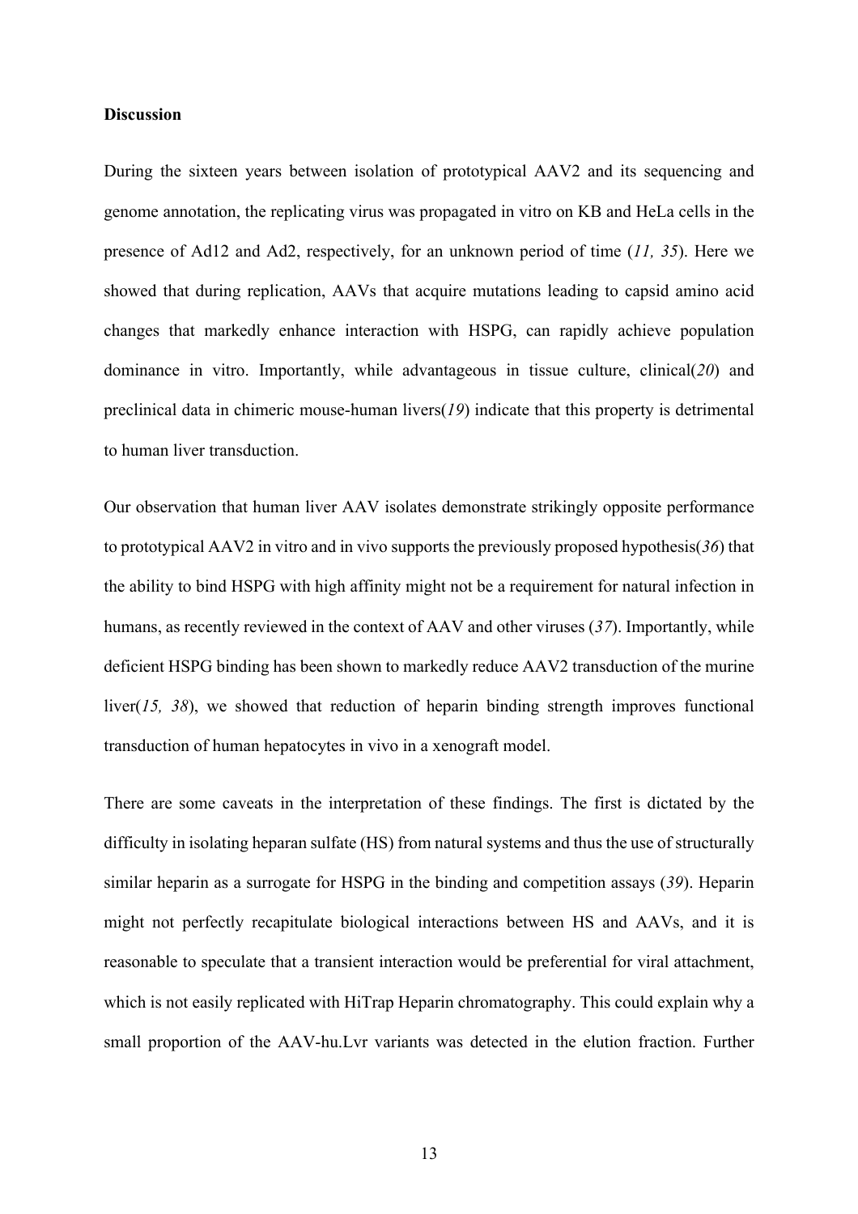**Discussion**

During the sixteen years between isolation of prototypical AAV2 and its sequencing and genome annotation, the replicating virus was propagated in vitro on KB and HeLa cells in the presence of Ad12 and Ad2, respectively, for an unknown period of time (*11, 35*). Here we showed that during replication, AAVs that acquire mutations leading to capsid amino acid changes that markedly enhance interaction with HSPG, can rapidly achieve population dominance in vitro. Importantly, while advantageous in tissue culture, clinical(*20*) and preclinical data in chimeric mouse-human livers(*19*) indicate that this property is detrimental to human liver transduction.

Our observation that human liver AAV isolates demonstrate strikingly opposite performance to prototypical AAV2 in vitro and in vivo supports the previously proposed hypothesis(*36*) that the ability to bind HSPG with high affinity might not be a requirement for natural infection in humans, as recently reviewed in the context of AAV and other viruses (*37*). Importantly, while deficient HSPG binding has been shown to markedly reduce AAV2 transduction of the murine liver(*15, 38*), we showed that reduction of heparin binding strength improves functional transduction of human hepatocytes in vivo in a xenograft model.

There are some caveats in the interpretation of these findings. The first is dictated by the difficulty in isolating heparan sulfate (HS) from natural systems and thus the use of structurally similar heparin as a surrogate for HSPG in the binding and competition assays (*39*). Heparin might not perfectly recapitulate biological interactions between HS and AAVs, and it is reasonable to speculate that a transient interaction would be preferential for viral attachment, which is not easily replicated with HiTrap Heparin chromatography. This could explain why a small proportion of the AAV-hu.Lvr variants was detected in the elution fraction. Further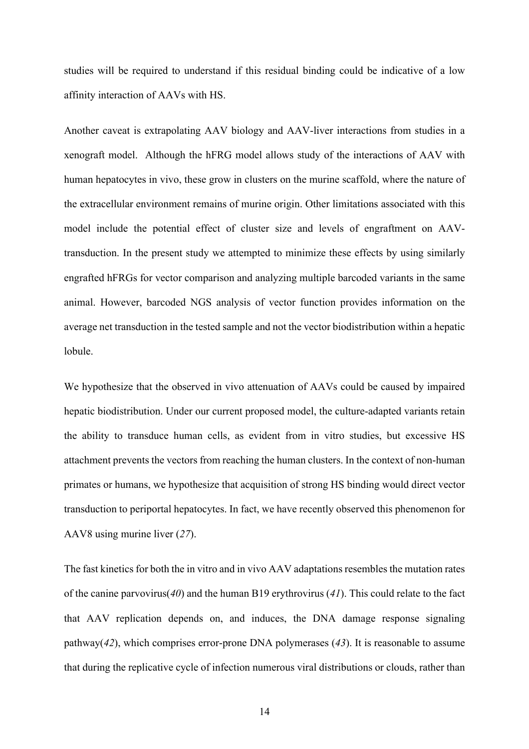studies will be required to understand if this residual binding could be indicative of a low affinity interaction of AAVs with HS.

Another caveat is extrapolating AAV biology and AAV-liver interactions from studies in a xenograft model. Although the hFRG model allows study of the interactions of AAV with human hepatocytes in vivo, these grow in clusters on the murine scaffold, where the nature of the extracellular environment remains of murine origin. Other limitations associated with this model include the potential effect of cluster size and levels of engraftment on AAV-transduction. In the present study we attempted to minimize these effects by using similarly engrafted hFRGs for vector comparison and analyzing multiple barcoded variants in the same animal. However, barcoded NGS analysis of vector function provides information on the average net transduction in the tested sample and not the vector biodistribution within a hepatic lobule.

We hypothesize that the observed in vivo attenuation of AAVs could be caused by impaired hepatic biodistribution. Under our current proposed model, the culture-adapted variants retain the ability to transduce human cells, as evident from in vitro studies, but excessive HS attachment prevents the vectors from reaching the human clusters. In the context of non-human primates or humans, we hypothesize that acquisition of strong HS binding would direct vector transduction to periportal hepatocytes. In fact, we have recently observed this phenomenon for AAV8 using murine liver (*27*).

The fast kinetics for both the in vitro and in vivo AAV adaptations resembles the mutation rates of the canine parvovirus(*40*) and the human B19 erythrovirus (*41*). This could relate to the fact that AAV replication depends on, and induces, the DNA damage response signaling pathway(*42*), which comprises error-prone DNA polymerases (*43*). It is reasonable to assume that during the replicative cycle of infection numerous viral distributions or clouds, rather than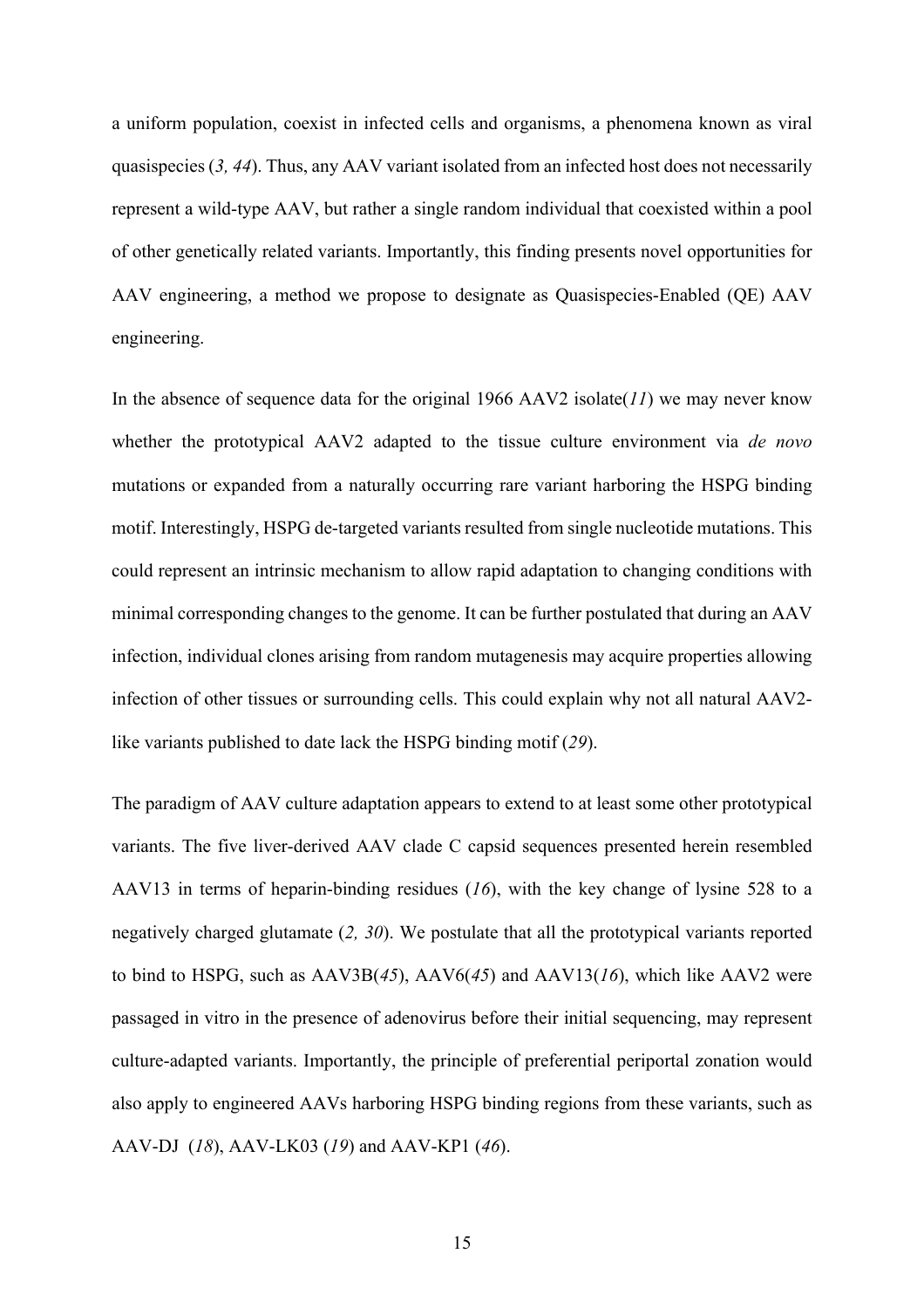a uniform population, coexist in infected cells and organisms, a phenomena known as viral quasispecies (*3, 44*). Thus, any AAV variant isolated from an infected host does not necessarily represent a wild-type AAV, but rather a single random individual that coexisted within a pool of other genetically related variants. Importantly, this finding presents novel opportunities for AAV engineering, a method we propose to designate as Quasispecies-Enabled (QE) AAV engineering.

In the absence of sequence data for the original 1966 AAV2 isolate(*11*) we may never know whether the prototypical AAV2 adapted to the tissue culture environment via *de novo* mutations or expanded from a naturally occurring rare variant harboring the HSPG binding motif. Interestingly, HSPG de-targeted variants resulted from single nucleotide mutations. This could represent an intrinsic mechanism to allow rapid adaptation to changing conditions with minimal corresponding changes to the genome. It can be further postulated that during an AAV infection, individual clones arising from random mutagenesis may acquire properties allowing infection of other tissues or surrounding cells. This could explain why not all natural AAV2-like variants published to date lack the HSPG binding motif (*29*).

The paradigm of AAV culture adaptation appears to extend to at least some other prototypical variants. The five liver-derived AAV clade C capsid sequences presented herein resembled AAV13 in terms of heparin-binding residues (*16*), with the key change of lysine 528 to a negatively charged glutamate (*2, 30*). We postulate that all the prototypical variants reported to bind to HSPG, such as AAV3B(*45*), AAV6(*45*) and AAV13(*16*), which like AAV2 were passaged in vitro in the presence of adenovirus before their initial sequencing, may represent culture-adapted variants. Importantly, the principle of preferential periportal zonation would also apply to engineered AAVs harboring HSPG binding regions from these variants, such as AAV-DJ (*18*), AAV-LK03 (*19*) and AAV-KP1 (*46*).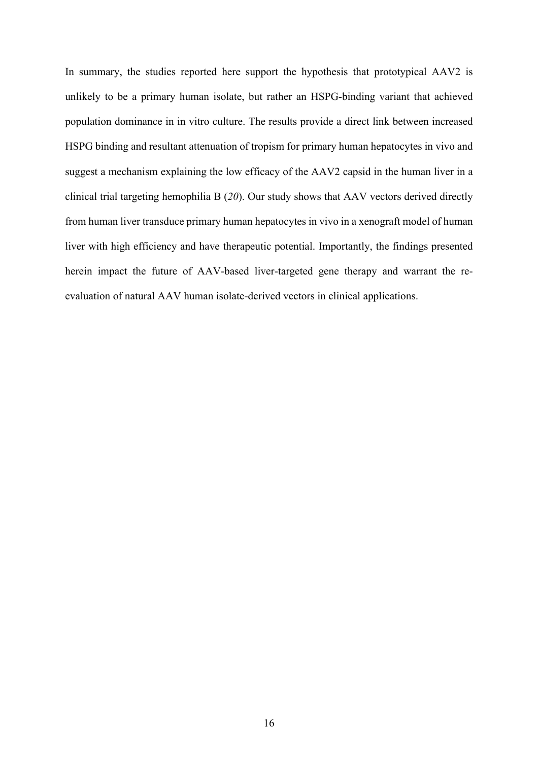In summary, the studies reported here support the hypothesis that prototypical AAV2 is unlikely to be a primary human isolate, but rather an HSPG-binding variant that achieved population dominance in in vitro culture. The results provide a direct link between increased HSPG binding and resultant attenuation of tropism for primary human hepatocytes in vivo and suggest a mechanism explaining the low efficacy of the AAV2 capsid in the human liver in a clinical trial targeting hemophilia B (*20*). Our study shows that AAV vectors derived directly from human liver transduce primary human hepatocytes in vivo in a xenograft model of human liver with high efficiency and have therapeutic potential. Importantly, the findings presented herein impact the future of AAV-based liver-targeted gene therapy and warrant the re-evaluation of natural AAV human isolate-derived vectors in clinical applications.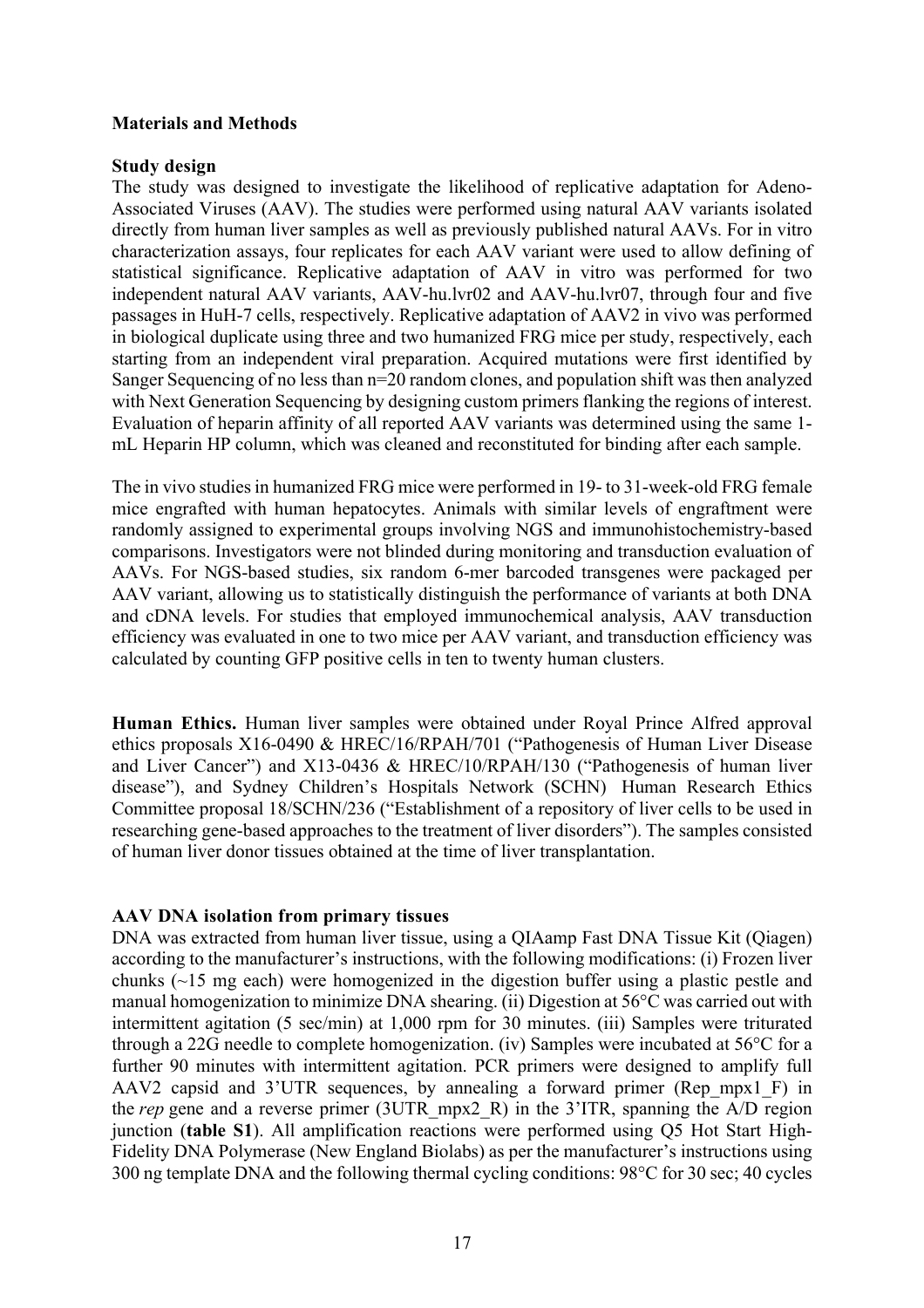## Materials and Methods

### Study design

The study was designed to investigate the likelihood of replicative adaptation for Adeno-Associated Viruses (AAV). The studies were performed using natural AAV variants isolated directly from human liver samples as well as previously published natural AAVs. For in vitro characterization assays, four replicates for each AAV variant were used to allow defining of statistical significance. Replicative adaptation of AAV in vitro was performed for two independent natural AAV variants, AAV-hu.lvr02 and AAV-hu.lvr07, through four and five passages in HuH-7 cells, respectively. Replicative adaptation of AAV2 in vivo was performed in biological duplicate using three and two humanized FRG mice per study, respectively, each starting from an independent viral preparation. Acquired mutations were first identified by Sanger Sequencing of no less than n=20 random clones, and population shift was then analyzed with Next Generation Sequencing by designing custom primers flanking the regions of interest. Evaluation of heparin affinity of all reported AAV variants was determined using the same 1-mL Heparin HP column, which was cleaned and reconstituted for binding after each sample.

The in vivo studies in humanized FRG mice were performed in 19- to 31-week-old FRG female mice engrafted with human hepatocytes. Animals with similar levels of engraftment were randomly assigned to experimental groups involving NGS and immunohistochemistry-based comparisons. Investigators were not blinded during monitoring and transduction evaluation of AAVs. For NGS-based studies, six random 6-mer barcoded transgenes were packaged per AAV variant, allowing us to statistically distinguish the performance of variants at both DNA and cDNA levels. For studies that employed immunochemical analysis, AAV transduction efficiency was evaluated in one to two mice per AAV variant, and transduction efficiency was calculated by counting GFP positive cells in ten to twenty human clusters.

**Human Ethics.** Human liver samples were obtained under Royal Prince Alfred approval ethics proposals X16-0490 & HREC/16/RPAH/701 ("Pathogenesis of Human Liver Disease and Liver Cancer") and X13-0436 & HREC/10/RPAH/130 ("Pathogenesis of human liver disease"), and Sydney Children's Hospitals Network (SCHN) Human Research Ethics Committee proposal 18/SCHN/236 ("Establishment of a repository of liver cells to be used in researching gene-based approaches to the treatment of liver disorders"). The samples consisted of human liver donor tissues obtained at the time of liver transplantation.

### AAV DNA isolation from primary tissues

DNA was extracted from human liver tissue, using a QIAamp Fast DNA Tissue Kit (Qiagen) according to the manufacturer's instructions, with the following modifications: (i) Frozen liver chunks (~15 mg each) were homogenized in the digestion buffer using a plastic pestle and manual homogenization to minimize DNA shearing. (ii) Digestion at 56°C was carried out with intermittent agitation (5 sec/min) at 1,000 rpm for 30 minutes. (iii) Samples were triturated through a 22G needle to complete homogenization. (iv) Samples were incubated at 56°C for a further 90 minutes with intermittent agitation. PCR primers were designed to amplify full AAV2 capsid and 3'UTR sequences, by annealing a forward primer (Rep_mpx1_F) in the *rep* gene and a reverse primer (3UTR_mpx2_R) in the 3'ITR, spanning the A/D region junction (**table S1**). All amplification reactions were performed using Q5 Hot Start High-Fidelity DNA Polymerase (New England Biolabs) as per the manufacturer's instructions using 300 ng template DNA and the following thermal cycling conditions: 98°C for 30 sec; 40 cycles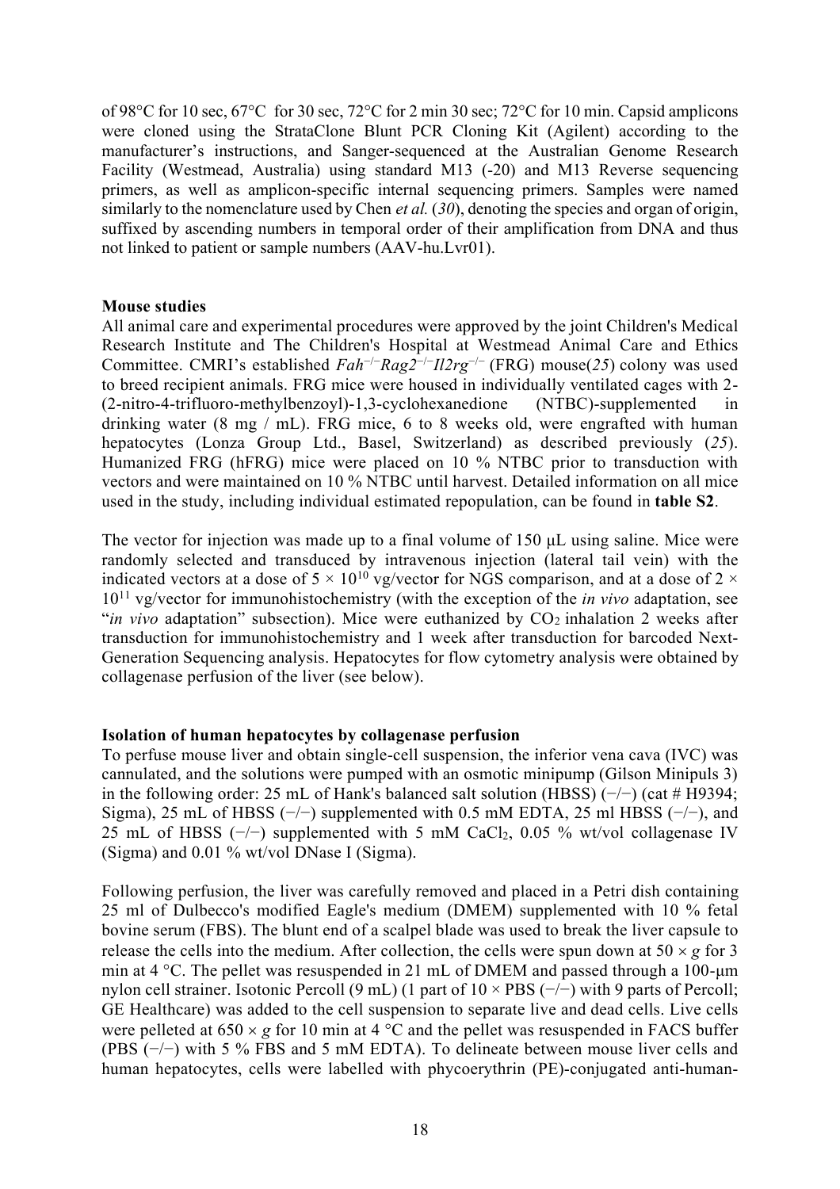of 98°C for 10 sec, 67°C for 30 sec, 72°C for 2 min 30 sec; 72°C for 10 min. Capsid amplicons were cloned using the StrataClone Blunt PCR Cloning Kit (Agilent) according to the manufacturer's instructions, and Sanger-sequenced at the Australian Genome Research Facility (Westmead, Australia) using standard M13 (-20) and M13 Reverse sequencing primers, as well as amplicon-specific internal sequencing primers. Samples were named similarly to the nomenclature used by Chen *et al.* (*30*), denoting the species and organ of origin, suffixed by ascending numbers in temporal order of their amplification from DNA and thus not linked to patient or sample numbers (AAV-hu.Lvr01).

**Mouse studies**

All animal care and experimental procedures were approved by the joint Children's Medical Research Institute and The Children's Hospital at Westmead Animal Care and Ethics Committee. CMRI's established $Fah^{-/-}Rag2^{-/-}Il2rg^{-/-}$ (FRG) mouse(*25*) colony was used to breed recipient animals. FRG mice were housed in individually ventilated cages with 2-(2-nitro-4-trifluoro-methylbenzoyl)-1,3-cyclohexanedione (NTBC)-supplemented in drinking water (8 mg / mL). FRG mice, 6 to 8 weeks old, were engrafted with human hepatocytes (Lonza Group Ltd., Basel, Switzerland) as described previously (*25*). Humanized FRG (hFRG) mice were placed on 10 % NTBC prior to transduction with vectors and were maintained on 10 % NTBC until harvest. Detailed information on all mice used in the study, including individual estimated repopulation, can be found in **table S2**.

The vector for injection was made up to a final volume of 150 μL using saline. Mice were randomly selected and transduced by intravenous injection (lateral tail vein) with the indicated vectors at a dose of $5 \times 10^{10}$ vg/vector for NGS comparison, and at a dose of $2 \times 10^{11}$ vg/vector for immunohistochemistry (with the exception of the *in vivo* adaptation, see "*in vivo* adaptation" subsection). Mice were euthanized by $CO_2$ inhalation 2 weeks after transduction for immunohistochemistry and 1 week after transduction for barcoded Next-Generation Sequencing analysis. Hepatocytes for flow cytometry analysis were obtained by collagenase perfusion of the liver (see below).

**Isolation of human hepatocytes by collagenase perfusion**

To perfuse mouse liver and obtain single-cell suspension, the inferior vena cava (IVC) was cannulated, and the solutions were pumped with an osmotic minipump (Gilson Minipuls 3) in the following order: 25 mL of Hank's balanced salt solution (HBSS) (−/−) (cat # H9394; Sigma), 25 mL of HBSS (−/−) supplemented with 0.5 mM EDTA, 25 ml HBSS (−/−), and 25 mL of HBSS (−/−) supplemented with 5 mM $CaCl_2$, 0.05 % wt/vol collagenase IV (Sigma) and 0.01 % wt/vol DNase I (Sigma).

Following perfusion, the liver was carefully removed and placed in a Petri dish containing 25 ml of Dulbecco's modified Eagle's medium (DMEM) supplemented with 10 % fetal bovine serum (FBS). The blunt end of a scalpel blade was used to break the liver capsule to release the cells into the medium. After collection, the cells were spun down at $50 \times g$ for 3 min at 4 °C. The pellet was resuspended in 21 mL of DMEM and passed through a 100-μm nylon cell strainer. Isotonic Percoll (9 mL) (1 part of 10 × PBS (−/−) with 9 parts of Percoll; GE Healthcare) was added to the cell suspension to separate live and dead cells. Live cells were pelleted at $650 \times g$ for 10 min at 4 °C and the pellet was resuspended in FACS buffer (PBS (−/−) with 5 % FBS and 5 mM EDTA). To delineate between mouse liver cells and human hepatocytes, cells were labelled with phycoerythrin (PE)-conjugated anti-human-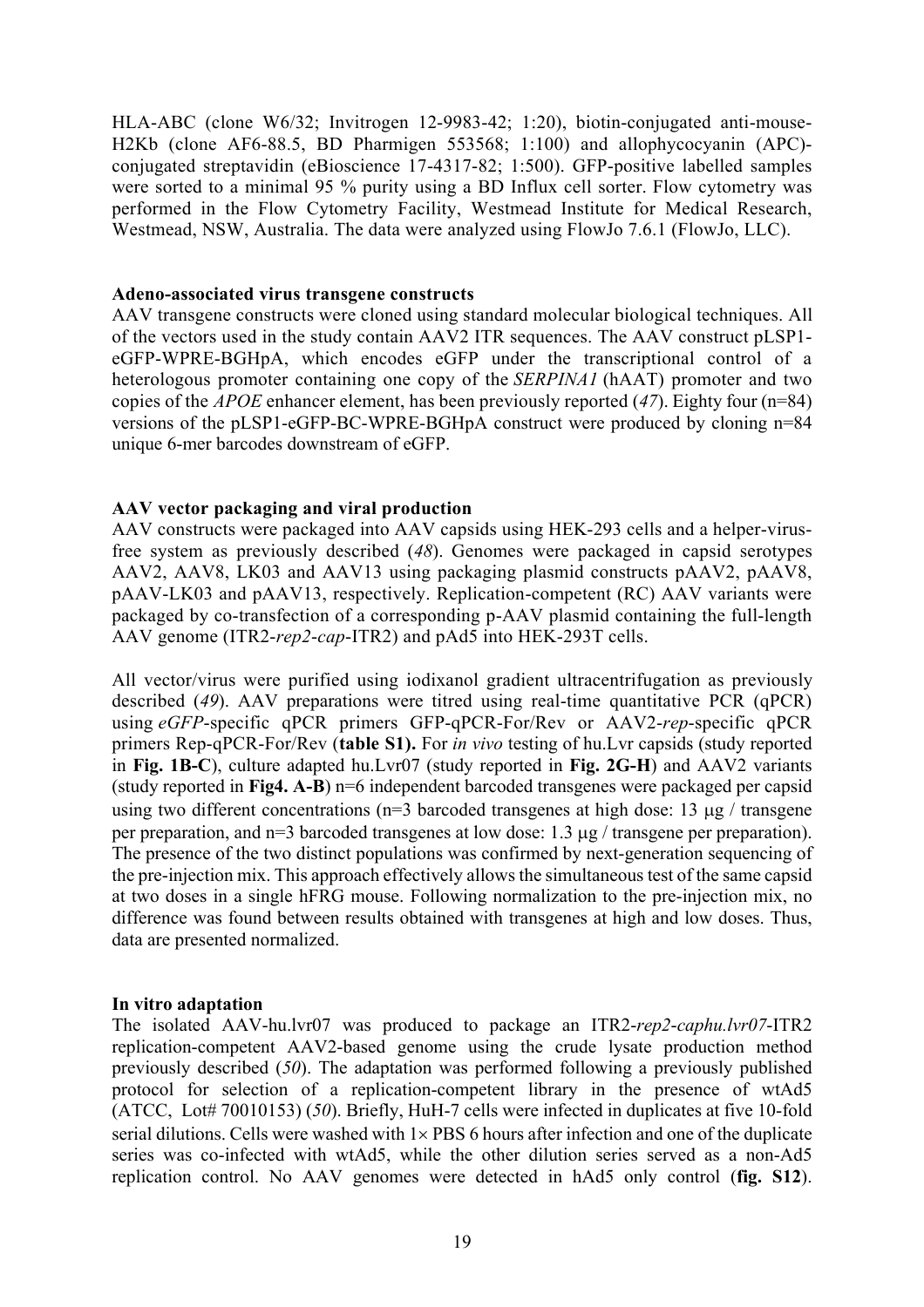HLA-ABC (clone W6/32; Invitrogen 12-9983-42; 1:20), biotin-conjugated anti-mouse-H2Kb (clone AF6-88.5, BD Pharmigen 553568; 1:100) and allophycocyanin (APC)-conjugated streptavidin (eBioscience 17-4317-82; 1:500). GFP-positive labelled samples were sorted to a minimal 95 % purity using a BD Influx cell sorter. Flow cytometry was performed in the Flow Cytometry Facility, Westmead Institute for Medical Research, Westmead, NSW, Australia. The data were analyzed using FlowJo 7.6.1 (FlowJo, LLC).

**Adeno-associated virus transgene constructs**

AAV transgene constructs were cloned using standard molecular biological techniques. All of the vectors used in the study contain AAV2 ITR sequences. The AAV construct pLSP1-eGFP-WPRE-BGHpA, which encodes eGFP under the transcriptional control of a heterologous promoter containing one copy of the *SERPINA1* (hAAT) promoter and two copies of the *APOE* enhancer element, has been previously reported (*47*). Eighty four (n=84) versions of the pLSP1-eGFP-BC-WPRE-BGHpA construct were produced by cloning n=84 unique 6-mer barcodes downstream of eGFP.

**AAV vector packaging and viral production**

AAV constructs were packaged into AAV capsids using HEK-293 cells and a helper-virus-free system as previously described (*48*). Genomes were packaged in capsid serotypes AAV2, AAV8, LK03 and AAV13 using packaging plasmid constructs pAAV2, pAAV8, pAAV-LK03 and pAAV13, respectively. Replication-competent (RC) AAV variants were packaged by co-transfection of a corresponding p-AAV plasmid containing the full-length AAV genome (ITR2-*rep2*-*cap*-ITR2) and pAd5 into HEK-293T cells.

All vector/virus were purified using iodixanol gradient ultracentrifugation as previously described (*49*). AAV preparations were titred using real-time quantitative PCR (qPCR) using *eGFP*-specific qPCR primers GFP-qPCR-For/Rev or AAV2-*rep*-specific qPCR primers Rep-qPCR-For/Rev (**table S1).** For *in vivo* testing of hu.Lvr capsids (study reported in **Fig. 1B-C**), culture adapted hu.Lvr07 (study reported in **Fig. 2G-H**) and AAV2 variants (study reported in **Fig4. A-B**) n=6 independent barcoded transgenes were packaged per capsid using two different concentrations (n=3 barcoded transgenes at high dose: 13 μg / transgene per preparation, and n=3 barcoded transgenes at low dose: 1.3 μg / transgene per preparation). The presence of the two distinct populations was confirmed by next-generation sequencing of the pre-injection mix. This approach effectively allows the simultaneous test of the same capsid at two doses in a single hFRG mouse. Following normalization to the pre-injection mix, no difference was found between results obtained with transgenes at high and low doses. Thus, data are presented normalized.

**In vitro adaptation**

The isolated AAV-hu.lvr07 was produced to package an ITR2-*rep2*-*caphu.lvr07*-ITR2 replication-competent AAV2-based genome using the crude lysate production method previously described (*50*). The adaptation was performed following a previously published protocol for selection of a replication-competent library in the presence of wtAd5 (ATCC, Lot# 70010153) (*50*). Briefly, HuH-7 cells were infected in duplicates at five 10-fold serial dilutions. Cells were washed with 1× PBS 6 hours after infection and one of the duplicate series was co-infected with wtAd5, while the other dilution series served as a non-Ad5 replication control. No AAV genomes were detected in hAd5 only control (**fig. S12**).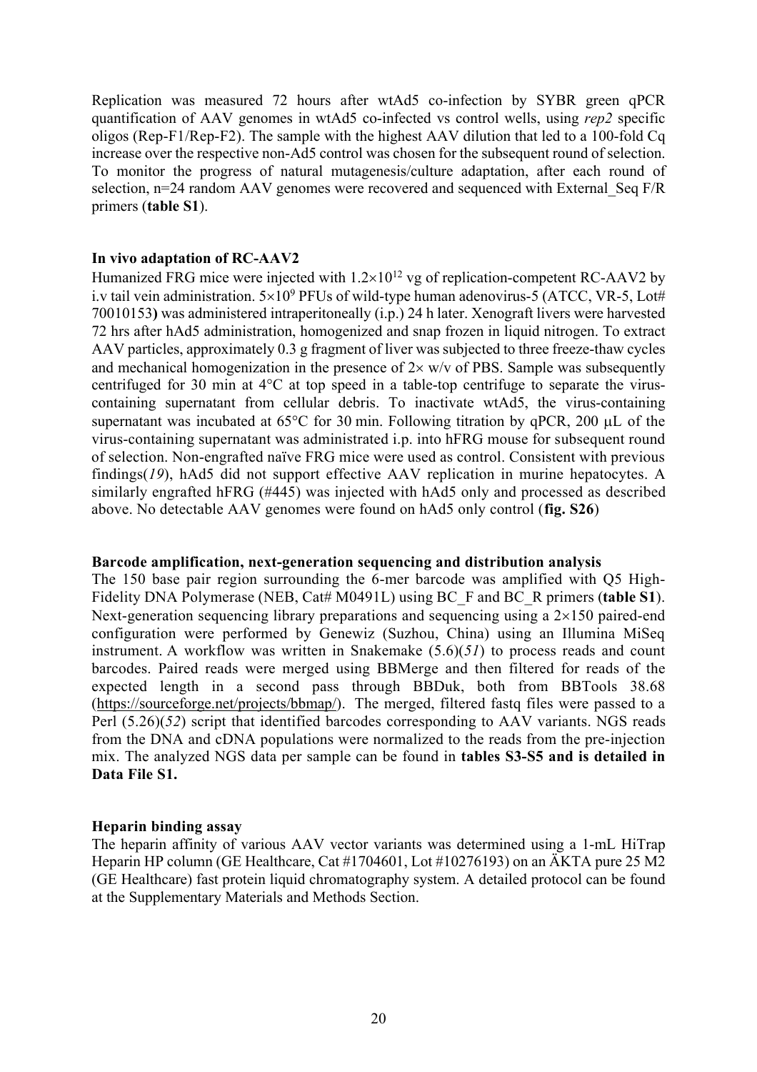Replication was measured 72 hours after wtAd5 co-infection by SYBR green qPCR quantification of AAV genomes in wtAd5 co-infected vs control wells, using *rep2* specific oligos (Rep-F1/Rep-F2). The sample with the highest AAV dilution that led to a 100-fold Cq increase over the respective non-Ad5 control was chosen for the subsequent round of selection. To monitor the progress of natural mutagenesis/culture adaptation, after each round of selection, n=24 random AAV genomes were recovered and sequenced with External_Seq F/R primers (**table S1**).

**In vivo adaptation of RC-AAV2**

Humanized FRG mice were injected with $1.2\times10^{12}$ vg of replication-competent RC-AAV2 by i.v tail vein administration. $5\times10^{9}$ PFUs of wild-type human adenovirus-5 (ATCC, VR-5, Lot# 70010153**)** was administered intraperitoneally (i.p.) 24 h later. Xenograft livers were harvested 72 hrs after hAd5 administration, homogenized and snap frozen in liquid nitrogen. To extract AAV particles, approximately 0.3 g fragment of liver was subjected to three freeze-thaw cycles and mechanical homogenization in the presence of 2× w/v of PBS. Sample was subsequently centrifuged for 30 min at 4°C at top speed in a table-top centrifuge to separate the virus-containing supernatant from cellular debris. To inactivate wtAd5, the virus-containing supernatant was incubated at 65°C for 30 min. Following titration by qPCR, 200 μL of the virus-containing supernatant was administrated i.p. into hFRG mouse for subsequent round of selection. Non-engrafted naïve FRG mice were used as control. Consistent with previous findings(*19*), hAd5 did not support effective AAV replication in murine hepatocytes. A similarly engrafted hFRG (#445) was injected with hAd5 only and processed as described above. No detectable AAV genomes were found on hAd5 only control (**fig. S26**)

**Barcode amplification, next-generation sequencing and distribution analysis**

The 150 base pair region surrounding the 6-mer barcode was amplified with Q5 High-Fidelity DNA Polymerase (NEB, Cat# M0491L) using BC_F and BC_R primers (**table S1**). Next-generation sequencing library preparations and sequencing using a 2×150 paired-end configuration were performed by Genewiz (Suzhou, China) using an Illumina MiSeq instrument. A workflow was written in Snakemake (5.6)(*51*) to process reads and count barcodes. Paired reads were merged using BBMerge and then filtered for reads of the expected length in a second pass through BBDuk, both from BBTools 38.68 (https://sourceforge.net/projects/bbmap/). The merged, filtered fastq files were passed to a Perl (5.26)(*52*) script that identified barcodes corresponding to AAV variants. NGS reads from the DNA and cDNA populations were normalized to the reads from the pre-injection mix. The analyzed NGS data per sample can be found in **tables S3-S5 and is detailed in Data File S1.**

**Heparin binding assay**

The heparin affinity of various AAV vector variants was determined using a 1-mL HiTrap Heparin HP column (GE Healthcare, Cat #1704601, Lot #10276193) on an ÄKTA pure 25 M2 (GE Healthcare) fast protein liquid chromatography system. A detailed protocol can be found at the Supplementary Materials and Methods Section.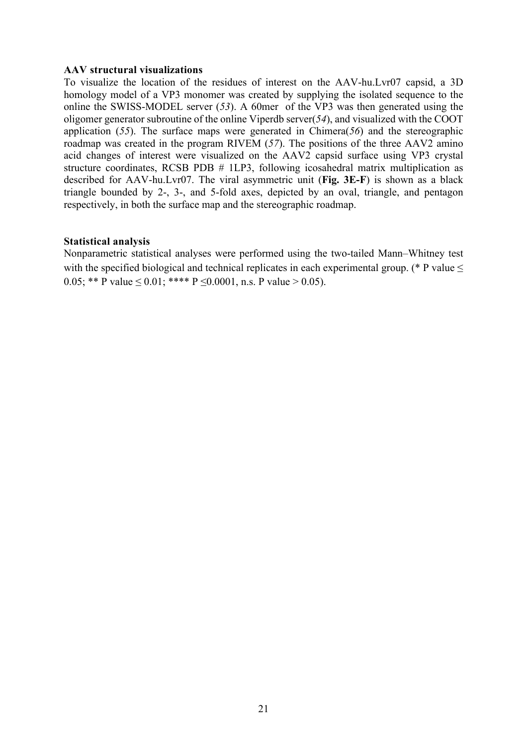**AAV structural visualizations**

To visualize the location of the residues of interest on the AAV-hu.Lvr07 capsid, a 3D homology model of a VP3 monomer was created by supplying the isolated sequence to the online the SWISS-MODEL server (*53*). A 60mer of the VP3 was then generated using the oligomer generator subroutine of the online Viperdb server(*54*), and visualized with the COOT application (*55*). The surface maps were generated in Chimera(*56*) and the stereographic roadmap was created in the program RIVEM (*57*). The positions of the three AAV2 amino acid changes of interest were visualized on the AAV2 capsid surface using VP3 crystal structure coordinates, RCSB PDB # 1LP3, following icosahedral matrix multiplication as described for AAV-hu.Lvr07. The viral asymmetric unit (**Fig. 3E-F**) is shown as a black triangle bounded by 2-, 3-, and 5-fold axes, depicted by an oval, triangle, and pentagon respectively, in both the surface map and the stereographic roadmap.

**Statistical analysis**

Nonparametric statistical analyses were performed using the two-tailed Mann–Whitney test with the specified biological and technical replicates in each experimental group. (* P value $\leq$ 0.05; ** P value $\leq$ 0.01; **** P $\leq$0.0001, n.s. P value > 0.05).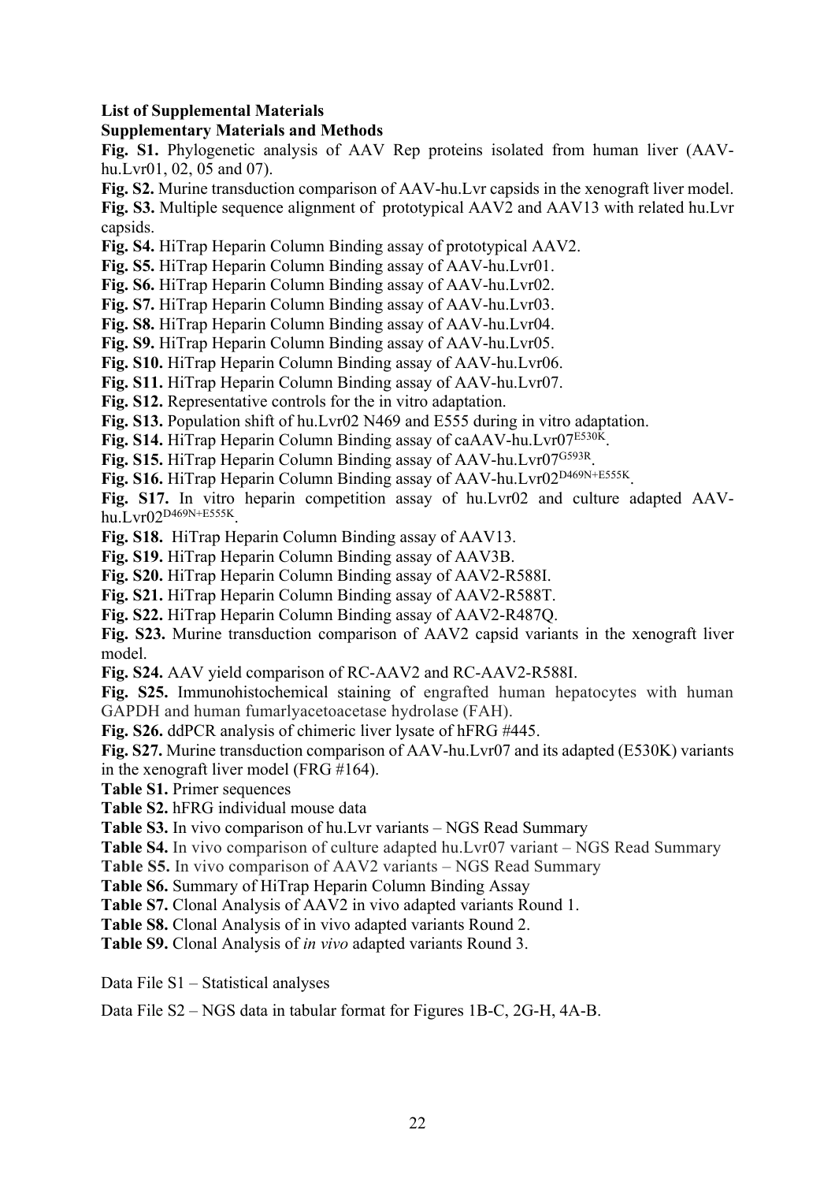**List of Supplemental Materials**

**Supplementary Materials and Methods**

**Fig. S1.** Phylogenetic analysis of AAV Rep proteins isolated from human liver (AAV-hu.Lvr01, 02, 05 and 07).

**Fig. S2.** Murine transduction comparison of AAV-hu.Lvr capsids in the xenograft liver model.

**Fig. S3.** Multiple sequence alignment of prototypical AAV2 and AAV13 with related hu.Lvr capsids.

**Fig. S4.** HiTrap Heparin Column Binding assay of prototypical AAV2.

**Fig. S5.** HiTrap Heparin Column Binding assay of AAV-hu.Lvr01.

**Fig. S6.** HiTrap Heparin Column Binding assay of AAV-hu.Lvr02.

**Fig. S7.** HiTrap Heparin Column Binding assay of AAV-hu.Lvr03.

**Fig. S8.** HiTrap Heparin Column Binding assay of AAV-hu.Lvr04.

**Fig. S9.** HiTrap Heparin Column Binding assay of AAV-hu.Lvr05.

**Fig. S10.** HiTrap Heparin Column Binding assay of AAV-hu.Lvr06.

**Fig. S11.** HiTrap Heparin Column Binding assay of AAV-hu.Lvr07.

**Fig. S12.** Representative controls for the in vitro adaptation.

**Fig. S13.** Population shift of hu.Lvr02 N469 and E555 during in vitro adaptation.

**Fig. S14.** HiTrap Heparin Column Binding assay of caAAV-hu.Lvr07$^{E530K}$.

**Fig. S15.** HiTrap Heparin Column Binding assay of AAV-hu.Lvr07$^{G593R}$.

**Fig. S16.** HiTrap Heparin Column Binding assay of AAV-hu.Lvr02$^{D469N+E555K}$.

**Fig. S17.** In vitro heparin competition assay of hu.Lvr02 and culture adapted AAV-hu.Lvr02$^{D469N+E555K}$.

**Fig. S18.** HiTrap Heparin Column Binding assay of AAV13.

**Fig. S19.** HiTrap Heparin Column Binding assay of AAV3B.

**Fig. S20.** HiTrap Heparin Column Binding assay of AAV2-R588I.

**Fig. S21.** HiTrap Heparin Column Binding assay of AAV2-R588T.

**Fig. S22.** HiTrap Heparin Column Binding assay of AAV2-R487Q.

**Fig. S23.** Murine transduction comparison of AAV2 capsid variants in the xenograft liver model.

**Fig. S24.** AAV yield comparison of RC-AAV2 and RC-AAV2-R588I.

**Fig. S25.** Immunohistochemical staining of engrafted human hepatocytes with human GAPDH and human fumarlyacetoacetase hydrolase (FAH).

**Fig. S26.** ddPCR analysis of chimeric liver lysate of hFRG #445.

**Fig. S27.** Murine transduction comparison of AAV-hu.Lvr07 and its adapted (E530K) variants in the xenograft liver model (FRG #164).

**Table S1.** Primer sequences

**Table S2.** hFRG individual mouse data

**Table S3.** In vivo comparison of hu.Lvr variants – NGS Read Summary

**Table S4.** In vivo comparison of culture adapted hu.Lvr07 variant – NGS Read Summary

**Table S5.** In vivo comparison of AAV2 variants – NGS Read Summary

**Table S6.** Summary of HiTrap Heparin Column Binding Assay

**Table S7.** Clonal Analysis of AAV2 in vivo adapted variants Round 1.

**Table S8.** Clonal Analysis of in vivo adapted variants Round 2.

**Table S9.** Clonal Analysis of *in vivo* adapted variants Round 3.

Data File S1 – Statistical analyses

Data File S2 – NGS data in tabular format for Figures 1B-C, 2G-H, 4A-B.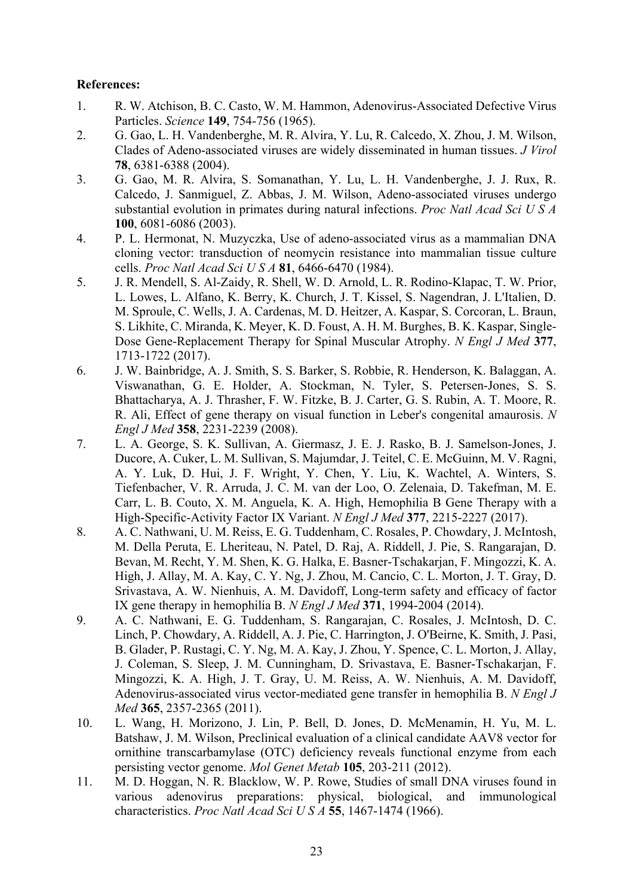**References:**

1. R. W. Atchison, B. C. Casto, W. M. Hammon, Adenovirus-Associated Defective Virus Particles. *Science* **149**, 754-756 (1965).
2. G. Gao, L. H. Vandenberghe, M. R. Alvira, Y. Lu, R. Calcedo, X. Zhou, J. M. Wilson, Clades of Adeno-associated viruses are widely disseminated in human tissues. *J Virol* **78**, 6381-6388 (2004).
3. G. Gao, M. R. Alvira, S. Somanathan, Y. Lu, L. H. Vandenberghe, J. J. Rux, R. Calcedo, J. Sanmiguel, Z. Abbas, J. M. Wilson, Adeno-associated viruses undergo substantial evolution in primates during natural infections. *Proc Natl Acad Sci U S A* **100**, 6081-6086 (2003).
4. P. L. Hermonat, N. Muzyczka, Use of adeno-associated virus as a mammalian DNA cloning vector: transduction of neomycin resistance into mammalian tissue culture cells. *Proc Natl Acad Sci U S A* **81**, 6466-6470 (1984).
5. J. R. Mendell, S. Al-Zaidy, R. Shell, W. D. Arnold, L. R. Rodino-Klapac, T. W. Prior, L. Lowes, L. Alfano, K. Berry, K. Church, J. T. Kissel, S. Nagendran, J. L'Italien, D. M. Sproule, C. Wells, J. A. Cardenas, M. D. Heitzer, A. Kaspar, S. Corcoran, L. Braun, S. Likhite, C. Miranda, K. Meyer, K. D. Foust, A. H. M. Burghes, B. K. Kaspar, Single-Dose Gene-Replacement Therapy for Spinal Muscular Atrophy. *N Engl J Med* **377**, 1713-1722 (2017).
6. J. W. Bainbridge, A. J. Smith, S. S. Barker, S. Robbie, R. Henderson, K. Balaggan, A. Viswanathan, G. E. Holder, A. Stockman, N. Tyler, S. Petersen-Jones, S. S. Bhattacharya, A. J. Thrasher, F. W. Fitzke, B. J. Carter, G. S. Rubin, A. T. Moore, R. R. Ali, Effect of gene therapy on visual function in Leber's congenital amaurosis. *N Engl J Med* **358**, 2231-2239 (2008).
7. L. A. George, S. K. Sullivan, A. Giermasz, J. E. J. Rasko, B. J. Samelson-Jones, J. Ducore, A. Cuker, L. M. Sullivan, S. Majumdar, J. Teitel, C. E. McGuinn, M. V. Ragni, A. Y. Luk, D. Hui, J. F. Wright, Y. Chen, Y. Liu, K. Wachtel, A. Winters, S. Tiefenbacher, V. R. Arruda, J. C. M. van der Loo, O. Zelenaia, D. Takefman, M. E. Carr, L. B. Couto, X. M. Anguela, K. A. High, Hemophilia B Gene Therapy with a High-Specific-Activity Factor IX Variant. *N Engl J Med* **377**, 2215-2227 (2017).
8. A. C. Nathwani, U. M. Reiss, E. G. Tuddenham, C. Rosales, P. Chowdary, J. McIntosh, M. Della Peruta, E. Lheriteau, N. Patel, D. Raj, A. Riddell, J. Pie, S. Rangarajan, D. Bevan, M. Recht, Y. M. Shen, K. G. Halka, E. Basner-Tschakarjan, F. Mingozzi, K. A. High, J. Allay, M. A. Kay, C. Y. Ng, J. Zhou, M. Cancio, C. L. Morton, J. T. Gray, D. Srivastava, A. W. Nienhuis, A. M. Davidoff, Long-term safety and efficacy of factor IX gene therapy in hemophilia B. *N Engl J Med* **371**, 1994-2004 (2014).
9. A. C. Nathwani, E. G. Tuddenham, S. Rangarajan, C. Rosales, J. McIntosh, D. C. Linch, P. Chowdary, A. Riddell, A. J. Pie, C. Harrington, J. O'Beirne, K. Smith, J. Pasi, B. Glader, P. Rustagi, C. Y. Ng, M. A. Kay, J. Zhou, Y. Spence, C. L. Morton, J. Allay, J. Coleman, S. Sleep, J. M. Cunningham, D. Srivastava, E. Basner-Tschakarjan, F. Mingozzi, K. A. High, J. T. Gray, U. M. Reiss, A. W. Nienhuis, A. M. Davidoff, Adenovirus-associated virus vector-mediated gene transfer in hemophilia B. *N Engl J Med* **365**, 2357-2365 (2011).
10. L. Wang, H. Morizono, J. Lin, P. Bell, D. Jones, D. McMenamin, H. Yu, M. L. Batshaw, J. M. Wilson, Preclinical evaluation of a clinical candidate AAV8 vector for ornithine transcarbamylase (OTC) deficiency reveals functional enzyme from each persisting vector genome. *Mol Genet Metab* **105**, 203-211 (2012).
11. M. D. Hoggan, N. R. Blacklow, W. P. Rowe, Studies of small DNA viruses found in various adenovirus preparations: physical, biological, and immunological characteristics. *Proc Natl Acad Sci U S A* **55**, 1467-1474 (1966).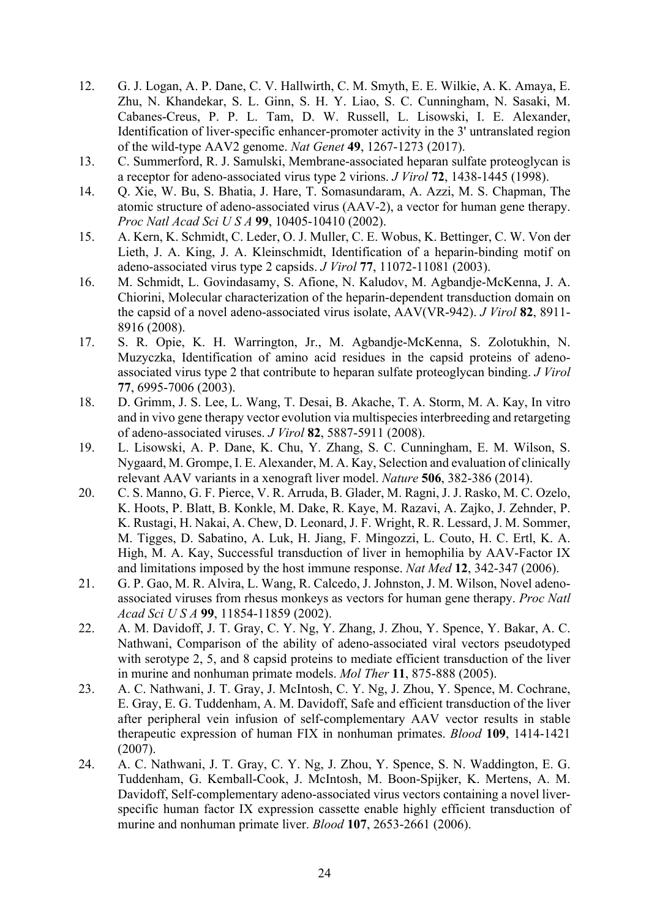12. G. J. Logan, A. P. Dane, C. V. Hallwirth, C. M. Smyth, E. E. Wilkie, A. K. Amaya, E. Zhu, N. Khandekar, S. L. Ginn, S. H. Y. Liao, S. C. Cunningham, N. Sasaki, M. Cabanes-Creus, P. P. L. Tam, D. W. Russell, L. Lisowski, I. E. Alexander, Identification of liver-specific enhancer-promoter activity in the 3' untranslated region of the wild-type AAV2 genome. *Nat Genet* **49**, 1267-1273 (2017).
13. C. Summerford, R. J. Samulski, Membrane-associated heparan sulfate proteoglycan is a receptor for adeno-associated virus type 2 virions. *J Virol* **72**, 1438-1445 (1998).
14. Q. Xie, W. Bu, S. Bhatia, J. Hare, T. Somasundaram, A. Azzi, M. S. Chapman, The atomic structure of adeno-associated virus (AAV-2), a vector for human gene therapy. *Proc Natl Acad Sci U S A* **99**, 10405-10410 (2002).
15. A. Kern, K. Schmidt, C. Leder, O. J. Muller, C. E. Wobus, K. Bettinger, C. W. Von der Lieth, J. A. King, J. A. Kleinschmidt, Identification of a heparin-binding motif on adeno-associated virus type 2 capsids. *J Virol* **77**, 11072-11081 (2003).
16. M. Schmidt, L. Govindasamy, S. Afione, N. Kaludov, M. Agbandje-McKenna, J. A. Chiorini, Molecular characterization of the heparin-dependent transduction domain on the capsid of a novel adeno-associated virus isolate, AAV(VR-942). *J Virol* **82**, 8911-8916 (2008).
17. S. R. Opie, K. H. Warrington, Jr., M. Agbandje-McKenna, S. Zolotukhin, N. Muzyczka, Identification of amino acid residues in the capsid proteins of adeno-associated virus type 2 that contribute to heparan sulfate proteoglycan binding. *J Virol* **77**, 6995-7006 (2003).
18. D. Grimm, J. S. Lee, L. Wang, T. Desai, B. Akache, T. A. Storm, M. A. Kay, In vitro and in vivo gene therapy vector evolution via multispecies interbreeding and retargeting of adeno-associated viruses. *J Virol* **82**, 5887-5911 (2008).
19. L. Lisowski, A. P. Dane, K. Chu, Y. Zhang, S. C. Cunningham, E. M. Wilson, S. Nygaard, M. Grompe, I. E. Alexander, M. A. Kay, Selection and evaluation of clinically relevant AAV variants in a xenograft liver model. *Nature* **506**, 382-386 (2014).
20. C. S. Manno, G. F. Pierce, V. R. Arruda, B. Glader, M. Ragni, J. J. Rasko, M. C. Ozelo, K. Hoots, P. Blatt, B. Konkle, M. Dake, R. Kaye, M. Razavi, A. Zajko, J. Zehnder, P. K. Rustagi, H. Nakai, A. Chew, D. Leonard, J. F. Wright, R. R. Lessard, J. M. Sommer, M. Tigges, D. Sabatino, A. Luk, H. Jiang, F. Mingozzi, L. Couto, H. C. Ertl, K. A. High, M. A. Kay, Successful transduction of liver in hemophilia by AAV-Factor IX and limitations imposed by the host immune response. *Nat Med* **12**, 342-347 (2006).
21. G. P. Gao, M. R. Alvira, L. Wang, R. Calcedo, J. Johnston, J. M. Wilson, Novel adeno-associated viruses from rhesus monkeys as vectors for human gene therapy. *Proc Natl Acad Sci U S A* **99**, 11854-11859 (2002).
22. A. M. Davidoff, J. T. Gray, C. Y. Ng, Y. Zhang, J. Zhou, Y. Spence, Y. Bakar, A. C. Nathwani, Comparison of the ability of adeno-associated viral vectors pseudotyped with serotype 2, 5, and 8 capsid proteins to mediate efficient transduction of the liver in murine and nonhuman primate models. *Mol Ther* **11**, 875-888 (2005).
23. A. C. Nathwani, J. T. Gray, J. McIntosh, C. Y. Ng, J. Zhou, Y. Spence, M. Cochrane, E. Gray, E. G. Tuddenham, A. M. Davidoff, Safe and efficient transduction of the liver after peripheral vein infusion of self-complementary AAV vector results in stable therapeutic expression of human FIX in nonhuman primates. *Blood* **109**, 1414-1421 (2007).
24. A. C. Nathwani, J. T. Gray, C. Y. Ng, J. Zhou, Y. Spence, S. N. Waddington, E. G. Tuddenham, G. Kemball-Cook, J. McIntosh, M. Boon-Spijker, K. Mertens, A. M. Davidoff, Self-complementary adeno-associated virus vectors containing a novel liver-specific human factor IX expression cassette enable highly efficient transduction of murine and nonhuman primate liver. *Blood* **107**, 2653-2661 (2006).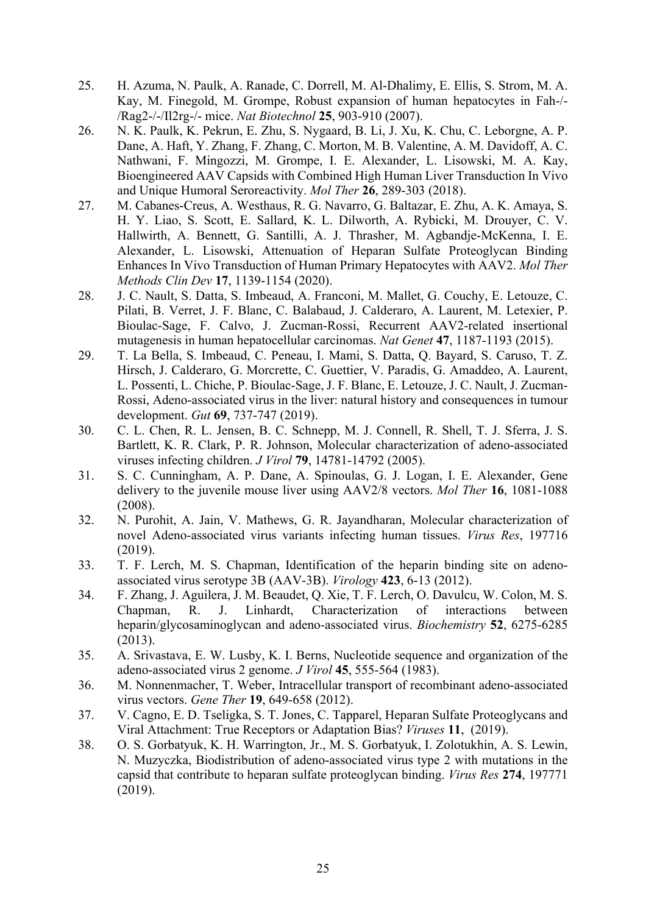25. H. Azuma, N. Paulk, A. Ranade, C. Dorrell, M. Al-Dhalimy, E. Ellis, S. Strom, M. A. Kay, M. Finegold, M. Grompe, Robust expansion of human hepatocytes in Fah-/-/Rag2-/-/Il2rg-/- mice. *Nat Biotechnol* **25**, 903-910 (2007).
26. N. K. Paulk, K. Pekrun, E. Zhu, S. Nygaard, B. Li, J. Xu, K. Chu, C. Leborgne, A. P. Dane, A. Haft, Y. Zhang, F. Zhang, C. Morton, M. B. Valentine, A. M. Davidoff, A. C. Nathwani, F. Mingozzi, M. Grompe, I. E. Alexander, L. Lisowski, M. A. Kay, Bioengineered AAV Capsids with Combined High Human Liver Transduction In Vivo and Unique Humoral Seroreactivity. *Mol Ther* **26**, 289-303 (2018).
27. M. Cabanes-Creus, A. Westhaus, R. G. Navarro, G. Baltazar, E. Zhu, A. K. Amaya, S. H. Y. Liao, S. Scott, E. Sallard, K. L. Dilworth, A. Rybicki, M. Drouyer, C. V. Hallwirth, A. Bennett, G. Santilli, A. J. Thrasher, M. Agbandje-McKenna, I. E. Alexander, L. Lisowski, Attenuation of Heparan Sulfate Proteoglycan Binding Enhances In Vivo Transduction of Human Primary Hepatocytes with AAV2. *Mol Ther Methods Clin Dev* **17**, 1139-1154 (2020).
28. J. C. Nault, S. Datta, S. Imbeaud, A. Franconi, M. Mallet, G. Couchy, E. Letouze, C. Pilati, B. Verret, J. F. Blanc, C. Balabaud, J. Calderaro, A. Laurent, M. Letexier, P. Bioulac-Sage, F. Calvo, J. Zucman-Rossi, Recurrent AAV2-related insertional mutagenesis in human hepatocellular carcinomas. *Nat Genet* **47**, 1187-1193 (2015).
29. T. La Bella, S. Imbeaud, C. Peneau, I. Mami, S. Datta, Q. Bayard, S. Caruso, T. Z. Hirsch, J. Calderaro, G. Morcrette, C. Guettier, V. Paradis, G. Amaddeo, A. Laurent, L. Possenti, L. Chiche, P. Bioulac-Sage, J. F. Blanc, E. Letouze, J. C. Nault, J. Zucman-Rossi, Adeno-associated virus in the liver: natural history and consequences in tumour development. *Gut* **69**, 737-747 (2019).
30. C. L. Chen, R. L. Jensen, B. C. Schnepp, M. J. Connell, R. Shell, T. J. Sferra, J. S. Bartlett, K. R. Clark, P. R. Johnson, Molecular characterization of adeno-associated viruses infecting children. *J Virol* **79**, 14781-14792 (2005).
31. S. C. Cunningham, A. P. Dane, A. Spinoulas, G. J. Logan, I. E. Alexander, Gene delivery to the juvenile mouse liver using AAV2/8 vectors. *Mol Ther* **16**, 1081-1088 (2008).
32. N. Purohit, A. Jain, V. Mathews, G. R. Jayandharan, Molecular characterization of novel Adeno-associated virus variants infecting human tissues. *Virus Res*, 197716 (2019).
33. T. F. Lerch, M. S. Chapman, Identification of the heparin binding site on adeno-associated virus serotype 3B (AAV-3B). *Virology* **423**, 6-13 (2012).
34. F. Zhang, J. Aguilera, J. M. Beaudet, Q. Xie, T. F. Lerch, O. Davulcu, W. Colon, M. S. Chapman, R. J. Linhardt, Characterization of interactions between heparin/glycosaminoglycan and adeno-associated virus. *Biochemistry* **52**, 6275-6285 (2013).
35. A. Srivastava, E. W. Lusby, K. I. Berns, Nucleotide sequence and organization of the adeno-associated virus 2 genome. *J Virol* **45**, 555-564 (1983).
36. M. Nonnenmacher, T. Weber, Intracellular transport of recombinant adeno-associated virus vectors. *Gene Ther* **19**, 649-658 (2012).
37. V. Cagno, E. D. Tseligka, S. T. Jones, C. Tapparel, Heparan Sulfate Proteoglycans and Viral Attachment: True Receptors or Adaptation Bias? *Viruses* **11**, (2019).
38. O. S. Gorbatyuk, K. H. Warrington, Jr., M. S. Gorbatyuk, I. Zolotukhin, A. S. Lewin, N. Muzyczka, Biodistribution of adeno-associated virus type 2 with mutations in the capsid that contribute to heparan sulfate proteoglycan binding. *Virus Res* **274**, 197771 (2019).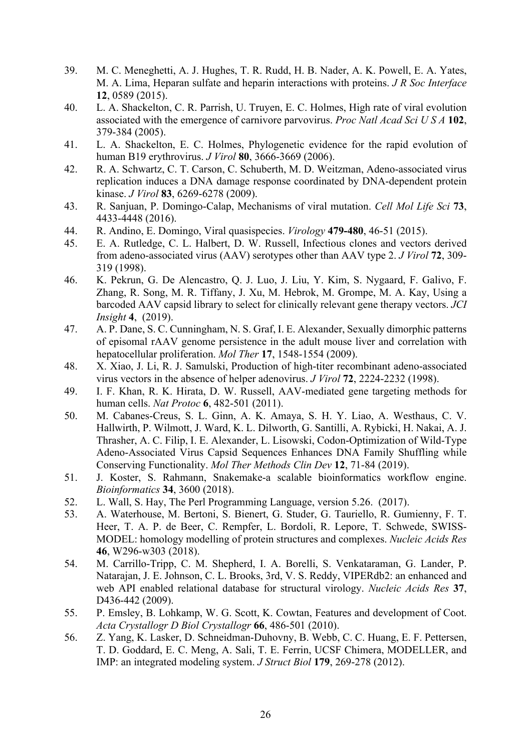39. M. C. Meneghetti, A. J. Hughes, T. R. Rudd, H. B. Nader, A. K. Powell, E. A. Yates, M. A. Lima, Heparan sulfate and heparin interactions with proteins. *J R Soc Interface* **12**, 0589 (2015).
40. L. A. Shackelton, C. R. Parrish, U. Truyen, E. C. Holmes, High rate of viral evolution associated with the emergence of carnivore parvovirus. *Proc Natl Acad Sci U S A* **102**, 379-384 (2005).
41. L. A. Shackelton, E. C. Holmes, Phylogenetic evidence for the rapid evolution of human B19 erythrovirus. *J Virol* **80**, 3666-3669 (2006).
42. R. A. Schwartz, C. T. Carson, C. Schuberth, M. D. Weitzman, Adeno-associated virus replication induces a DNA damage response coordinated by DNA-dependent protein kinase. *J Virol* **83**, 6269-6278 (2009).
43. R. Sanjuan, P. Domingo-Calap, Mechanisms of viral mutation. *Cell Mol Life Sci* **73**, 4433-4448 (2016).
44. R. Andino, E. Domingo, Viral quasispecies. *Virology* **479-480**, 46-51 (2015).
45. E. A. Rutledge, C. L. Halbert, D. W. Russell, Infectious clones and vectors derived from adeno-associated virus (AAV) serotypes other than AAV type 2. *J Virol* **72**, 309-319 (1998).
46. K. Pekrun, G. De Alencastro, Q. J. Luo, J. Liu, Y. Kim, S. Nygaard, F. Galivo, F. Zhang, R. Song, M. R. Tiffany, J. Xu, M. Hebrok, M. Grompe, M. A. Kay, Using a barcoded AAV capsid library to select for clinically relevant gene therapy vectors. *JCI Insight* **4**, (2019).
47. A. P. Dane, S. C. Cunningham, N. S. Graf, I. E. Alexander, Sexually dimorphic patterns of episomal rAAV genome persistence in the adult mouse liver and correlation with hepatocellular proliferation. *Mol Ther* **17**, 1548-1554 (2009).
48. X. Xiao, J. Li, R. J. Samulski, Production of high-titer recombinant adeno-associated virus vectors in the absence of helper adenovirus. *J Virol* **72**, 2224-2232 (1998).
49. I. F. Khan, R. K. Hirata, D. W. Russell, AAV-mediated gene targeting methods for human cells. *Nat Protoc* **6**, 482-501 (2011).
50. M. Cabanes-Creus, S. L. Ginn, A. K. Amaya, S. H. Y. Liao, A. Westhaus, C. V. Hallwirth, P. Wilmott, J. Ward, K. L. Dilworth, G. Santilli, A. Rybicki, H. Nakai, A. J. Thrasher, A. C. Filip, I. E. Alexander, L. Lisowski, Codon-Optimization of Wild-Type Adeno-Associated Virus Capsid Sequences Enhances DNA Family Shuffling while Conserving Functionality. *Mol Ther Methods Clin Dev* **12**, 71-84 (2019).
51. J. Koster, S. Rahmann, Snakemake-a scalable bioinformatics workflow engine. *Bioinformatics* **34**, 3600 (2018).
52. L. Wall, S. Hay, The Perl Programming Language, version 5.26. (2017).
53. A. Waterhouse, M. Bertoni, S. Bienert, G. Studer, G. Tauriello, R. Gumienny, F. T. Heer, T. A. P. de Beer, C. Rempfer, L. Bordoli, R. Lepore, T. Schwede, SWISS-MODEL: homology modelling of protein structures and complexes. *Nucleic Acids Res* **46**, W296-w303 (2018).
54. M. Carrillo-Tripp, C. M. Shepherd, I. A. Borelli, S. Venkataraman, G. Lander, P. Natarajan, J. E. Johnson, C. L. Brooks, 3rd, V. S. Reddy, VIPERdb2: an enhanced and web API enabled relational database for structural virology. *Nucleic Acids Res* **37**, D436-442 (2009).
55. P. Emsley, B. Lohkamp, W. G. Scott, K. Cowtan, Features and development of Coot. *Acta Crystallogr D Biol Crystallogr* **66**, 486-501 (2010).
56. Z. Yang, K. Lasker, D. Schneidman-Duhovny, B. Webb, C. C. Huang, E. F. Pettersen, T. D. Goddard, E. C. Meng, A. Sali, T. E. Ferrin, UCSF Chimera, MODELLER, and IMP: an integrated modeling system. *J Struct Biol* **179**, 269-278 (2012).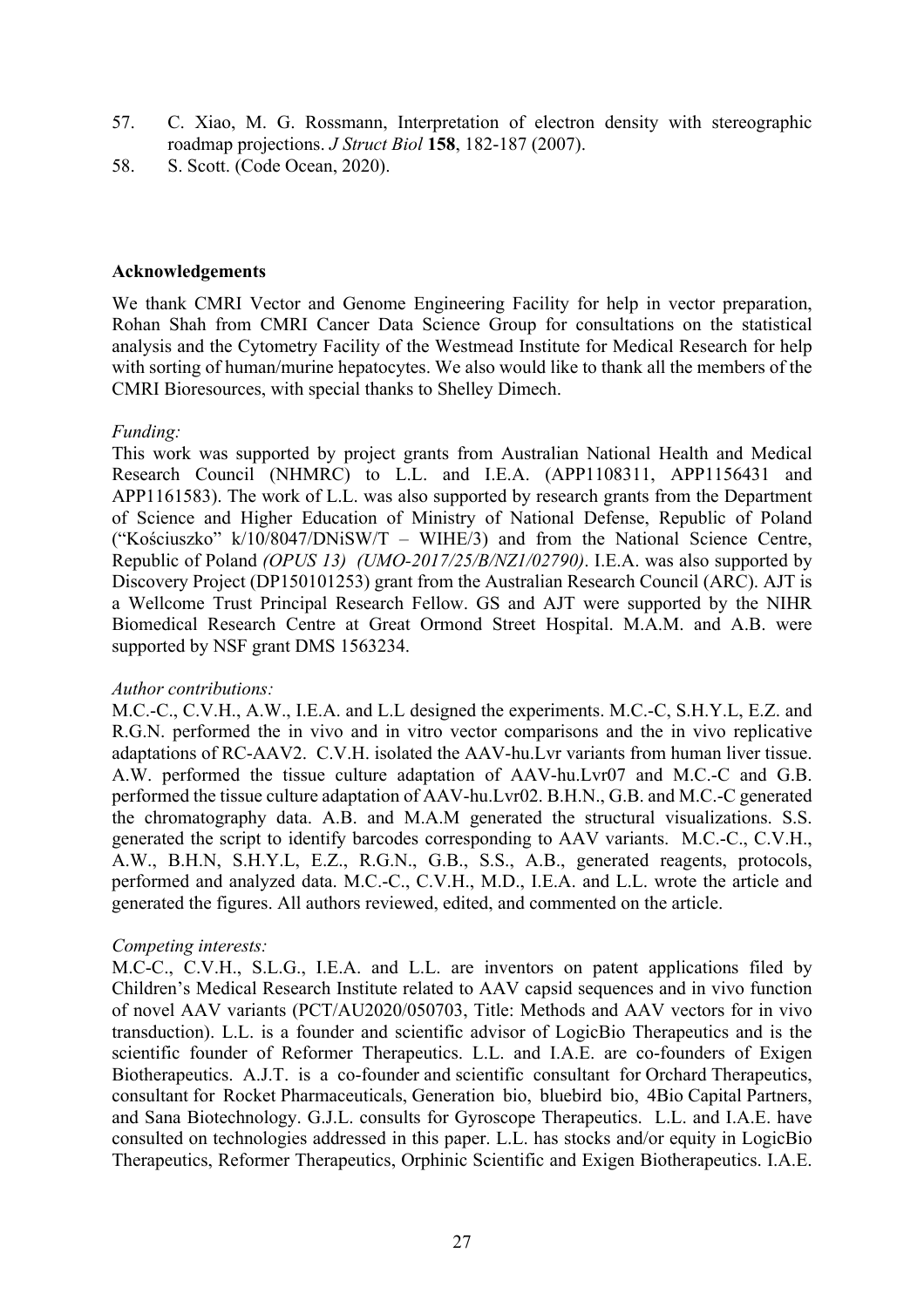57. C. Xiao, M. G. Rossmann, Interpretation of electron density with stereographic roadmap projections. *J Struct Biol* **158**, 182-187 (2007).
58. S. Scott. (Code Ocean, 2020).

**Acknowledgements**

We thank CMRI Vector and Genome Engineering Facility for help in vector preparation, Rohan Shah from CMRI Cancer Data Science Group for consultations on the statistical analysis and the Cytometry Facility of the Westmead Institute for Medical Research for help with sorting of human/murine hepatocytes. We also would like to thank all the members of the CMRI Bioresources, with special thanks to Shelley Dimech.

*Funding:*
This work was supported by project grants from Australian National Health and Medical Research Council (NHMRC) to L.L. and I.E.A. (APP1108311, APP1156431 and APP1161583). The work of L.L. was also supported by research grants from the Department of Science and Higher Education of Ministry of National Defense, Republic of Poland ("Kościuszko" k/10/8047/DNiSW/T – WIHE/3) and from the National Science Centre, Republic of Poland *(OPUS 13) (UMO-2017/25/B/NZ1/02790)*. I.E.A. was also supported by Discovery Project (DP150101253) grant from the Australian Research Council (ARC). AJT is a Wellcome Trust Principal Research Fellow. GS and AJT were supported by the NIHR Biomedical Research Centre at Great Ormond Street Hospital. M.A.M. and A.B. were supported by NSF grant DMS 1563234.

*Author contributions:*
M.C.-C., C.V.H., A.W., I.E.A. and L.L designed the experiments. M.C.-C, S.H.Y.L, E.Z. and R.G.N. performed the in vivo and in vitro vector comparisons and the in vivo replicative adaptations of RC-AAV2. C.V.H. isolated the AAV-hu.Lvr variants from human liver tissue. A.W. performed the tissue culture adaptation of AAV-hu.Lvr07 and M.C.-C and G.B. performed the tissue culture adaptation of AAV-hu.Lvr02. B.H.N., G.B. and M.C.-C generated the chromatography data. A.B. and M.A.M generated the structural visualizations. S.S. generated the script to identify barcodes corresponding to AAV variants. M.C.-C., C.V.H., A.W., B.H.N, S.H.Y.L, E.Z., R.G.N., G.B., S.S., A.B., generated reagents, protocols, performed and analyzed data. M.C.-C., C.V.H., M.D., I.E.A. and L.L. wrote the article and generated the figures. All authors reviewed, edited, and commented on the article.

*Competing interests:*
M.C-C., C.V.H., S.L.G., I.E.A. and L.L. are inventors on patent applications filed by Children's Medical Research Institute related to AAV capsid sequences and in vivo function of novel AAV variants (PCT/AU2020/050703, Title: Methods and AAV vectors for in vivo transduction). L.L. is a founder and scientific advisor of LogicBio Therapeutics and is the scientific founder of Reformer Therapeutics. L.L. and I.A.E. are co-founders of Exigen Biotherapeutics. A.J.T. is a co-founder and scientific consultant for Orchard Therapeutics, consultant for Rocket Pharmaceuticals, Generation bio, bluebird bio, 4Bio Capital Partners, and Sana Biotechnology. G.J.L. consults for Gyroscope Therapeutics. L.L. and I.A.E. have consulted on technologies addressed in this paper. L.L. has stocks and/or equity in LogicBio Therapeutics, Reformer Therapeutics, Orphinic Scientific and Exigen Biotherapeutics. I.A.E.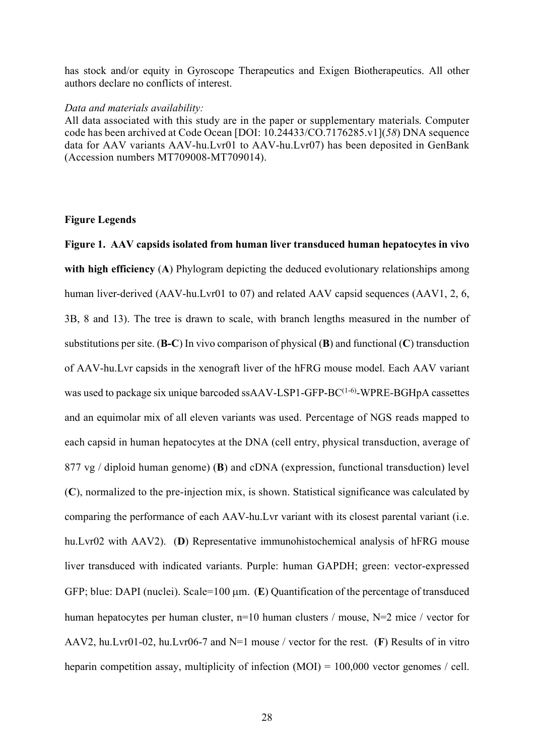has stock and/or equity in Gyroscope Therapeutics and Exigen Biotherapeutics. All other authors declare no conflicts of interest.

*Data and materials availability:*
All data associated with this study are in the paper or supplementary materials. Computer code has been archived at Code Ocean [DOI: 10.24433/CO.7176285.v1](*58*) DNA sequence data for AAV variants AAV-hu.Lvr01 to AAV-hu.Lvr07) has been deposited in GenBank (Accession numbers MT709008-MT709014).

## Figure Legends

**Figure 1. AAV capsids isolated from human liver transduced human hepatocytes in vivo with high efficiency** (**A**) Phylogram depicting the deduced evolutionary relationships among human liver-derived (AAV-hu.Lvr01 to 07) and related AAV capsid sequences (AAV1, 2, 6, 3B, 8 and 13). The tree is drawn to scale, with branch lengths measured in the number of substitutions per site. (**B-C**) In vivo comparison of physical (**B**) and functional (**C**) transduction of AAV-hu.Lvr capsids in the xenograft liver of the hFRG mouse model. Each AAV variant was used to package six unique barcoded ssAAV-LSP1-GFP-BC$^{(1-6)}$-WPRE-BGHpA cassettes and an equimolar mix of all eleven variants was used. Percentage of NGS reads mapped to each capsid in human hepatocytes at the DNA (cell entry, physical transduction, average of 877 vg / diploid human genome) (**B**) and cDNA (expression, functional transduction) level (**C**), normalized to the pre-injection mix, is shown. Statistical significance was calculated by comparing the performance of each AAV-hu.Lvr variant with its closest parental variant (i.e. hu.Lvr02 with AAV2). (**D**) Representative immunohistochemical analysis of hFRG mouse liver transduced with indicated variants. Purple: human GAPDH; green: vector-expressed GFP; blue: DAPI (nuclei). Scale=100 μm. (**E**) Quantification of the percentage of transduced human hepatocytes per human cluster, n=10 human clusters / mouse, N=2 mice / vector for AAV2, hu.Lvr01-02, hu.Lvr06-7 and N=1 mouse / vector for the rest. (**F**) Results of in vitro heparin competition assay, multiplicity of infection (MOI) = 100,000 vector genomes / cell.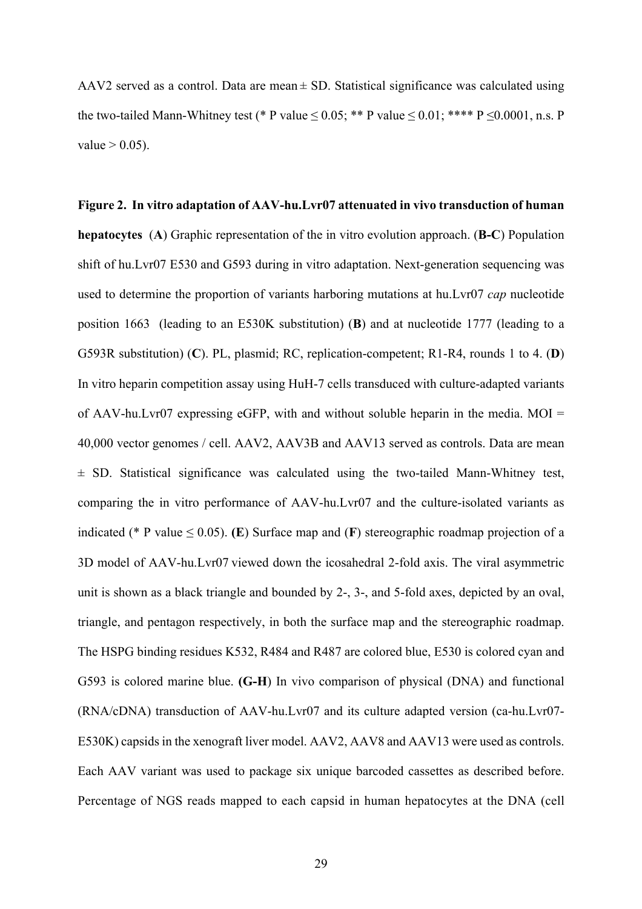AAV2 served as a control. Data are mean ± SD. Statistical significance was calculated using the two-tailed Mann-Whitney test (* P value ≤ 0.05; ** P value ≤ 0.01; **** P ≤0.0001, n.s. P value > 0.05).

**Figure 2. In vitro adaptation of AAV-hu.Lvr07 attenuated in vivo transduction of human hepatocytes** (**A**) Graphic representation of the in vitro evolution approach. (**B-C**) Population shift of hu.Lvr07 E530 and G593 during in vitro adaptation. Next-generation sequencing was used to determine the proportion of variants harboring mutations at hu.Lvr07 *cap* nucleotide position 1663 (leading to an E530K substitution) (**B**) and at nucleotide 1777 (leading to a G593R substitution) (**C**). PL, plasmid; RC, replication-competent; R1-R4, rounds 1 to 4. (**D**) In vitro heparin competition assay using HuH-7 cells transduced with culture-adapted variants of AAV-hu.Lvr07 expressing eGFP, with and without soluble heparin in the media. MOI = 40,000 vector genomes / cell. AAV2, AAV3B and AAV13 served as controls. Data are mean ± SD. Statistical significance was calculated using the two-tailed Mann-Whitney test, comparing the in vitro performance of AAV-hu.Lvr07 and the culture-isolated variants as indicated (* P value ≤ 0.05). **(E)** Surface map and (**F**) stereographic roadmap projection of a 3D model of AAV-hu.Lvr07 viewed down the icosahedral 2-fold axis. The viral asymmetric unit is shown as a black triangle and bounded by 2-, 3-, and 5-fold axes, depicted by an oval, triangle, and pentagon respectively, in both the surface map and the stereographic roadmap. The HSPG binding residues K532, R484 and R487 are colored blue, E530 is colored cyan and G593 is colored marine blue. **(G-H**) In vivo comparison of physical (DNA) and functional (RNA/cDNA) transduction of AAV-hu.Lvr07 and its culture adapted version (ca-hu.Lvr07-E530K) capsids in the xenograft liver model. AAV2, AAV8 and AAV13 were used as controls. Each AAV variant was used to package six unique barcoded cassettes as described before. Percentage of NGS reads mapped to each capsid in human hepatocytes at the DNA (cell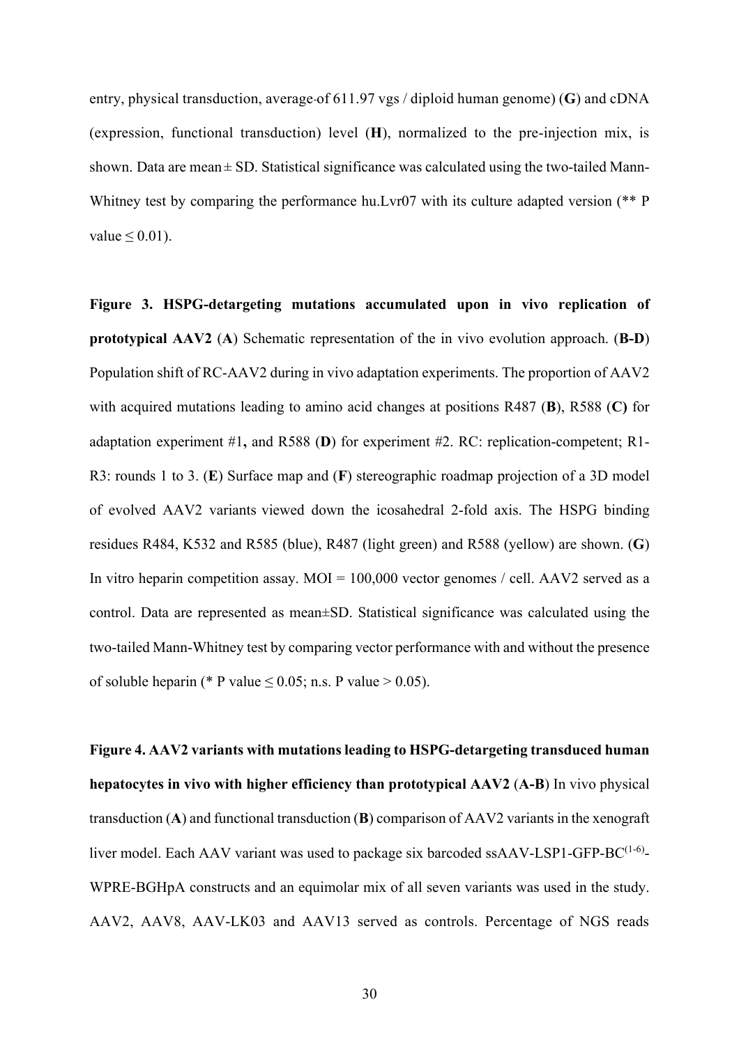entry, physical transduction, average of 611.97 vgs / diploid human genome) (**G**) and cDNA (expression, functional transduction) level (**H**), normalized to the pre-injection mix, is shown. Data are mean ± SD. Statistical significance was calculated using the two-tailed Mann-Whitney test by comparing the performance hu.Lvr07 with its culture adapted version (** P value ≤ 0.01).

**Figure 3. HSPG-detargeting mutations accumulated upon in vivo replication of prototypical AAV2** (**A**) Schematic representation of the in vivo evolution approach. (**B-D**) Population shift of RC-AAV2 during in vivo adaptation experiments. The proportion of AAV2 with acquired mutations leading to amino acid changes at positions R487 (**B**), R588 (**C)** for adaptation experiment #1**,** and R588 (**D**) for experiment #2. RC: replication-competent; R1-R3: rounds 1 to 3. (**E**) Surface map and (**F**) stereographic roadmap projection of a 3D model of evolved AAV2 variants viewed down the icosahedral 2-fold axis. The HSPG binding residues R484, K532 and R585 (blue), R487 (light green) and R588 (yellow) are shown. (**G**) In vitro heparin competition assay. MOI = 100,000 vector genomes / cell. AAV2 served as a control. Data are represented as mean±SD. Statistical significance was calculated using the two-tailed Mann-Whitney test by comparing vector performance with and without the presence of soluble heparin (* P value ≤ 0.05; n.s. P value > 0.05).

**Figure 4. AAV2 variants with mutations leading to HSPG-detargeting transduced human hepatocytes in vivo with higher efficiency than prototypical AAV2** (**A-B**) In vivo physical transduction (**A**) and functional transduction (**B**) comparison of AAV2 variants in the xenograft liver model. Each AAV variant was used to package six barcoded ssAAV-LSP1-GFP-BC$^{(1-6)}$-WPRE-BGHpA constructs and an equimolar mix of all seven variants was used in the study. AAV2, AAV8, AAV-LK03 and AAV13 served as controls. Percentage of NGS reads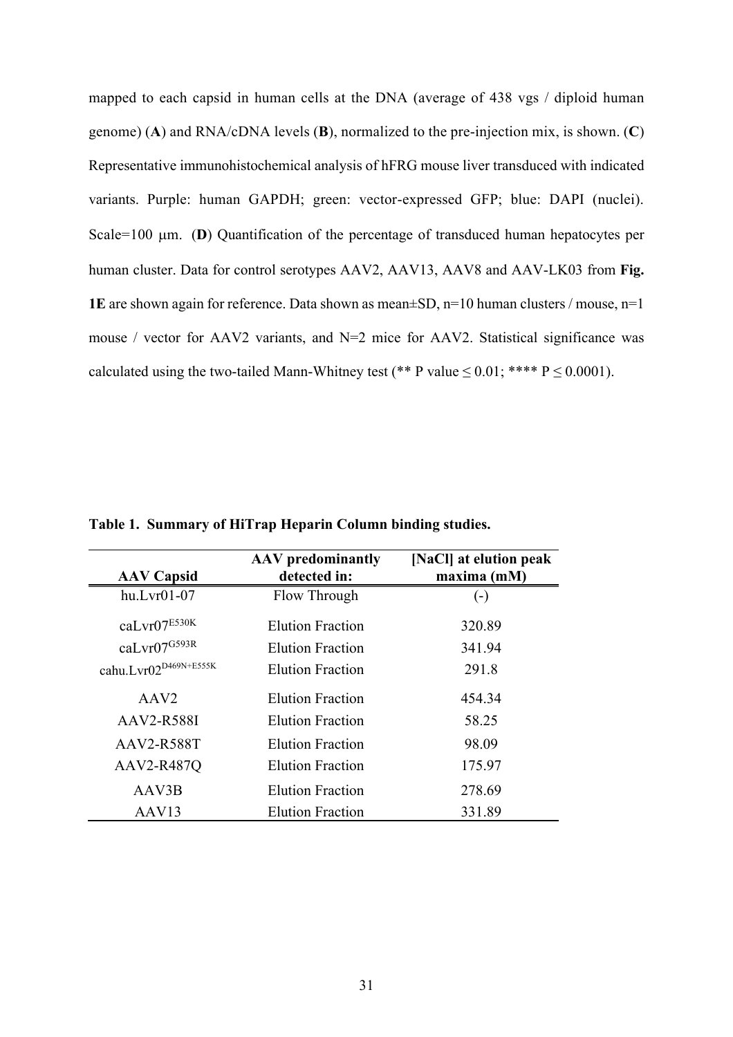mapped to each capsid in human cells at the DNA (average of 438 vgs / diploid human genome) (**A**) and RNA/cDNA levels (**B**), normalized to the pre-injection mix, is shown. (**C**) Representative immunohistochemical analysis of hFRG mouse liver transduced with indicated variants. Purple: human GAPDH; green: vector-expressed GFP; blue: DAPI (nuclei). Scale=100 μm. (**D**) Quantification of the percentage of transduced human hepatocytes per human cluster. Data for control serotypes AAV2, AAV13, AAV8 and AAV-LK03 from **Fig. 1E** are shown again for reference. Data shown as mean±SD, n=10 human clusters / mouse, n=1 mouse / vector for AAV2 variants, and N=2 mice for AAV2. Statistical significance was calculated using the two-tailed Mann-Whitney test (** P value ≤ 0.01; **** P ≤ 0.0001).

**Table 1. Summary of HiTrap Heparin Column binding studies.**

| AAV Capsid | AAV predominantly detected in: | [NaCl] at elution peak maxima (mM) |
|---|---|---|
| hu.Lvr01-07 | Flow Through | (-) |
| caLvr07$^{E530K}$ | Elution Fraction | 320.89 |
| caLvr07$^{G593R}$ | Elution Fraction | 341.94 |
| cahu.Lvr02$^{D469N+E555K}$ | Elution Fraction | 291.8 |
| AAV2 | Elution Fraction | 454.34 |
| AAV2-R588I | Elution Fraction | 58.25 |
| AAV2-R588T | Elution Fraction | 98.09 |
| AAV2-R487Q | Elution Fraction | 175.97 |
| AAV3B | Elution Fraction | 278.69 |
| AAV13 | Elution Fraction | 331.89 |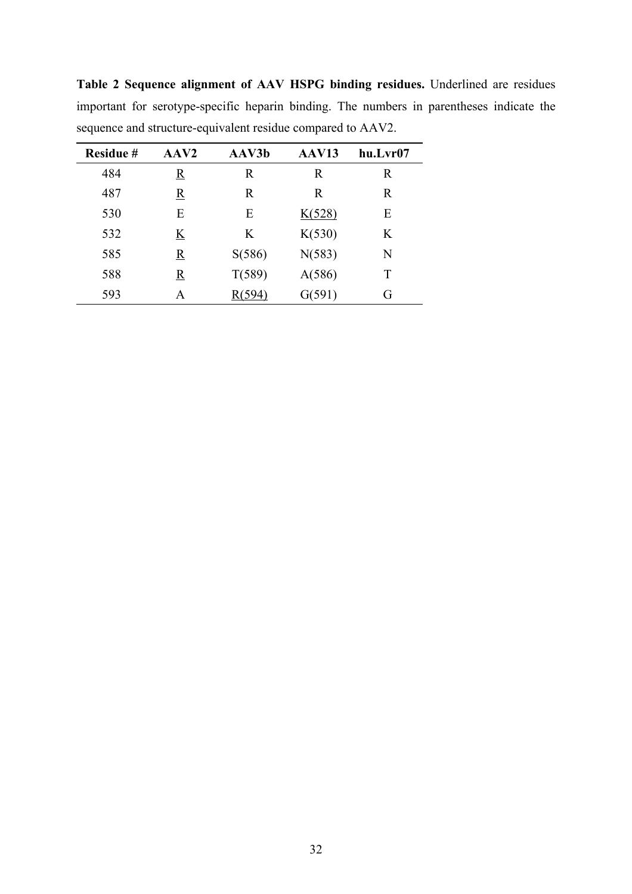**Table 2 Sequence alignment of AAV HSPG binding residues.** Underlined are residues important for serotype-specific heparin binding. The numbers in parentheses indicate the sequence and structure-equivalent residue compared to AAV2.

| Residue # | AAV2 | AAV3b | AAV13 | hu.Lvr07 |
|---|---|---|---|---|
| 484 | <u>R</u> | R | R | R |
| 487 | <u>R</u> | R | R | R |
| 530 | E | E | <u>K(528)</u> | E |
| 532 | <u>K</u> | K | K(530) | K |
| 585 | <u>R</u> | S(586) | N(583) | N |
| 588 | <u>R</u> | T(589) | A(586) | T |
| 593 | A | <u>R(594)</u> | G(591) | G |